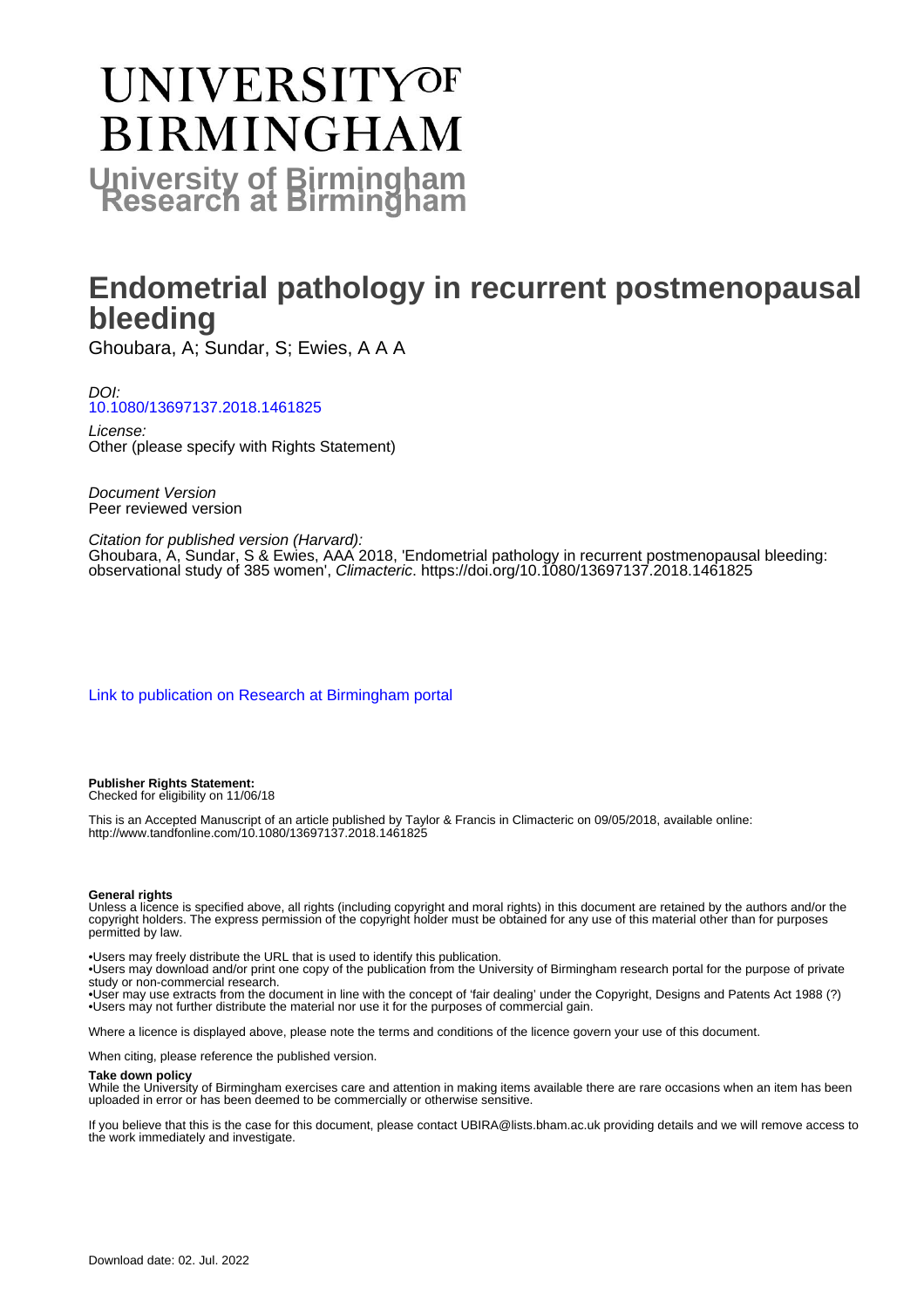# UNIVERSITY OF BIRMINGHAM

## University of Birmingham Research at Birmingham

# Endometrial pathology in recurrent postmenopausal bleeding

Ghoubara, A; Sundar, S; Ewies, A A A

*DOI:*
10.1080/13697137.2018.1461825

*License:*
Other (please specify with Rights Statement)

*Document Version*
Peer reviewed version

*Citation for published version (Harvard):*
Ghoubara, A, Sundar, S & Ewies, AAA 2018, 'Endometrial pathology in recurrent postmenopausal bleeding: observational study of 385 women', *Climacteric*. https://doi.org/10.1080/13697137.2018.1461825

Link to publication on Research at Birmingham portal

**Publisher Rights Statement:**
Checked for eligibility on 11/06/18

This is an Accepted Manuscript of an article published by Taylor & Francis in Climacteric on 09/05/2018, available online: http://www.tandfonline.com/10.1080/13697137.2018.1461825

**General rights**
Unless a licence is specified above, all rights (including copyright and moral rights) in this document are retained by the authors and/or the copyright holders. The express permission of the copyright holder must be obtained for any use of this material other than for purposes permitted by law.

•Users may freely distribute the URL that is used to identify this publication.
•Users may download and/or print one copy of the publication from the University of Birmingham research portal for the purpose of private study or non-commercial research.
•User may use extracts from the document in line with the concept of 'fair dealing' under the Copyright, Designs and Patents Act 1988 (?)
•Users may not further distribute the material nor use it for the purposes of commercial gain.

Where a licence is displayed above, please note the terms and conditions of the licence govern your use of this document.

When citing, please reference the published version.

**Take down policy**
While the University of Birmingham exercises care and attention in making items available there are rare occasions when an item has been uploaded in error or has been deemed to be commercially or otherwise sensitive.

If you believe that this is the case for this document, please contact UBIRA@lists.bham.ac.uk providing details and we will remove access to the work immediately and investigate.

Download date: 02. Jul. 2022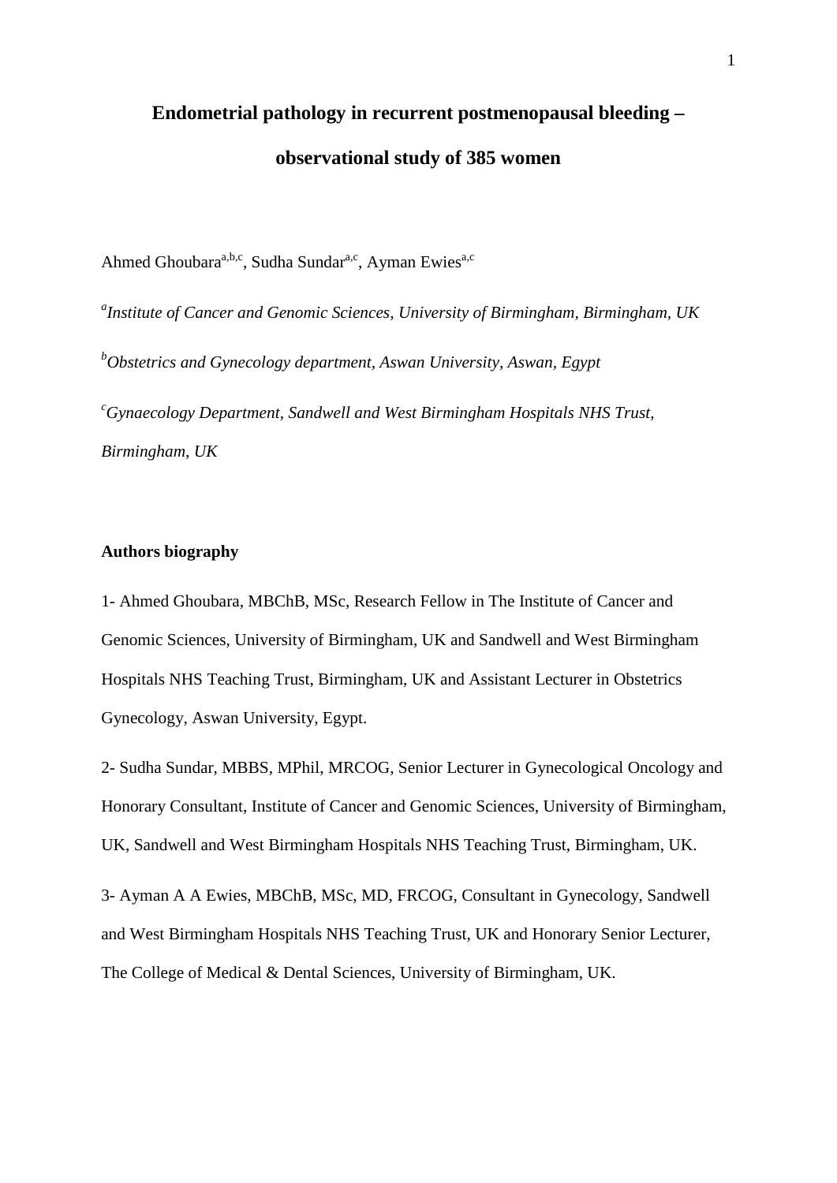# Endometrial pathology in recurrent postmenopausal bleeding – observational study of 385 women

Ahmed Ghoubara[a,b,c], Sudha Sundar[a,c], Ayman Ewies[a,c]

[a]*Institute of Cancer and Genomic Sciences, University of Birmingham, Birmingham, UK*

[b]*Obstetrics and Gynecology department, Aswan University, Aswan, Egypt*

[c]*Gynaecology Department, Sandwell and West Birmingham Hospitals NHS Trust, Birmingham, UK*

**Authors biography**

1- Ahmed Ghoubara, MBChB, MSc, Research Fellow in The Institute of Cancer and Genomic Sciences, University of Birmingham, UK and Sandwell and West Birmingham Hospitals NHS Teaching Trust, Birmingham, UK and Assistant Lecturer in Obstetrics Gynecology, Aswan University, Egypt.

2- Sudha Sundar, MBBS, MPhil, MRCOG, Senior Lecturer in Gynecological Oncology and Honorary Consultant, Institute of Cancer and Genomic Sciences, University of Birmingham, UK, Sandwell and West Birmingham Hospitals NHS Teaching Trust, Birmingham, UK.

3- Ayman A A Ewies, MBChB, MSc, MD, FRCOG, Consultant in Gynecology, Sandwell and West Birmingham Hospitals NHS Teaching Trust, UK and Honorary Senior Lecturer, The College of Medical & Dental Sciences, University of Birmingham, UK.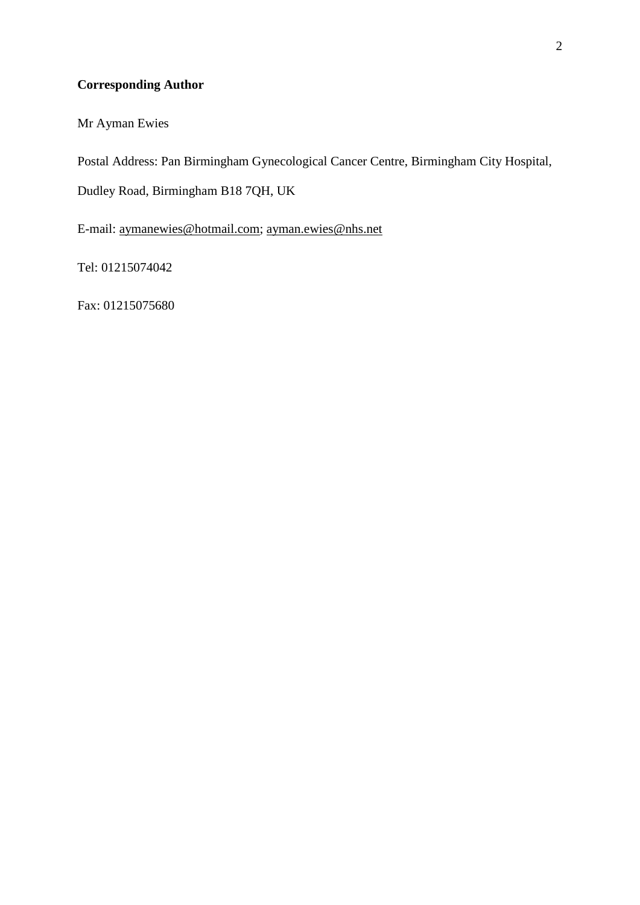**Corresponding Author**

Mr Ayman Ewies

Postal Address: Pan Birmingham Gynecological Cancer Centre, Birmingham City Hospital, Dudley Road, Birmingham B18 7QH, UK

E-mail: aymanewies@hotmail.com; ayman.ewies@nhs.net

Tel: 01215074042

Fax: 01215075680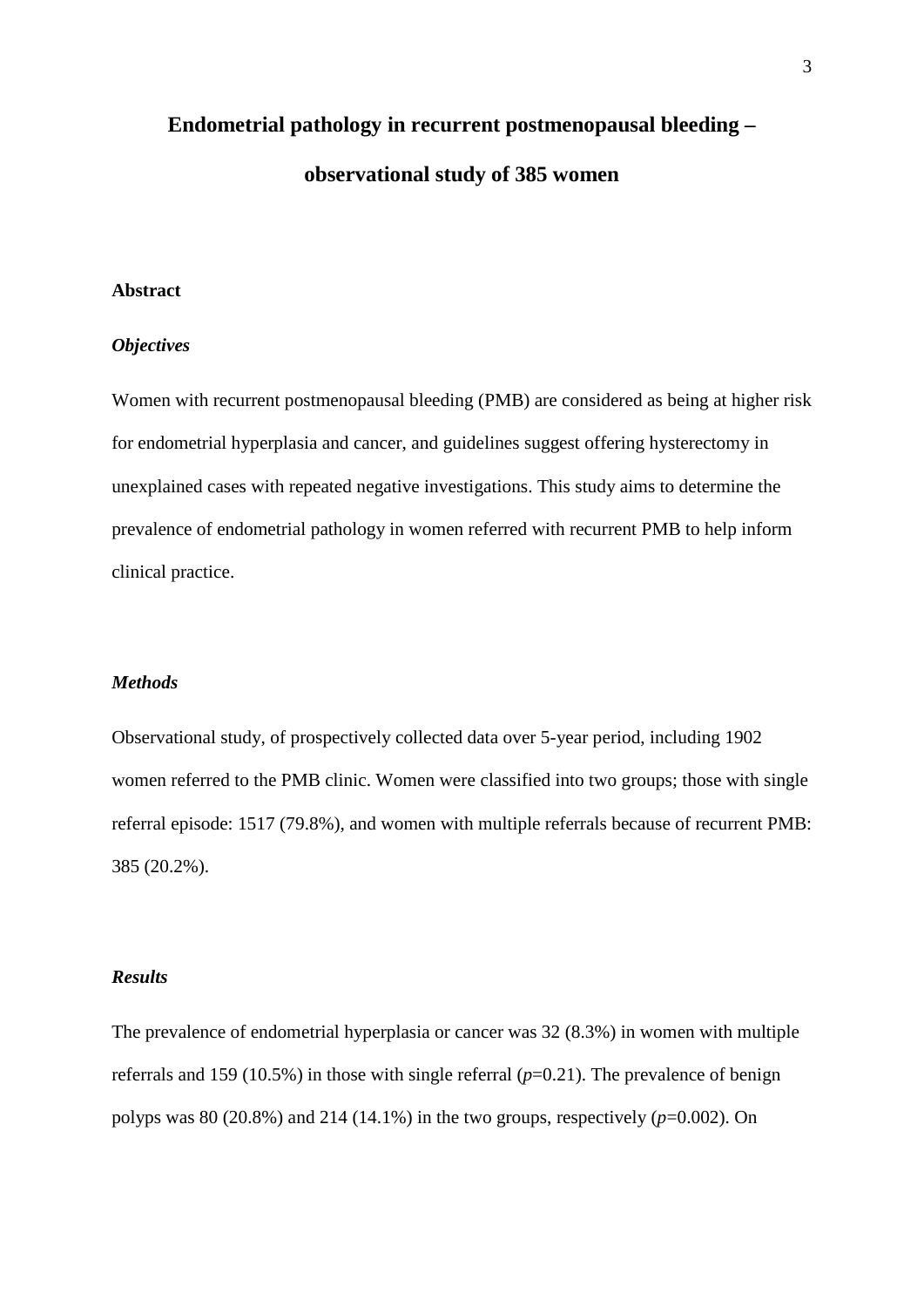# Endometrial pathology in recurrent postmenopausal bleeding – observational study of 385 women

## Abstract

### *Objectives*

Women with recurrent postmenopausal bleeding (PMB) are considered as being at higher risk for endometrial hyperplasia and cancer, and guidelines suggest offering hysterectomy in unexplained cases with repeated negative investigations. This study aims to determine the prevalence of endometrial pathology in women referred with recurrent PMB to help inform clinical practice.

### *Methods*

Observational study, of prospectively collected data over 5-year period, including 1902 women referred to the PMB clinic. Women were classified into two groups; those with single referral episode: 1517 (79.8%), and women with multiple referrals because of recurrent PMB: 385 (20.2%).

### *Results*

The prevalence of endometrial hyperplasia or cancer was 32 (8.3%) in women with multiple referrals and 159 (10.5%) in those with single referral ($p$=0.21). The prevalence of benign polyps was 80 (20.8%) and 214 (14.1%) in the two groups, respectively ($p$=0.002). On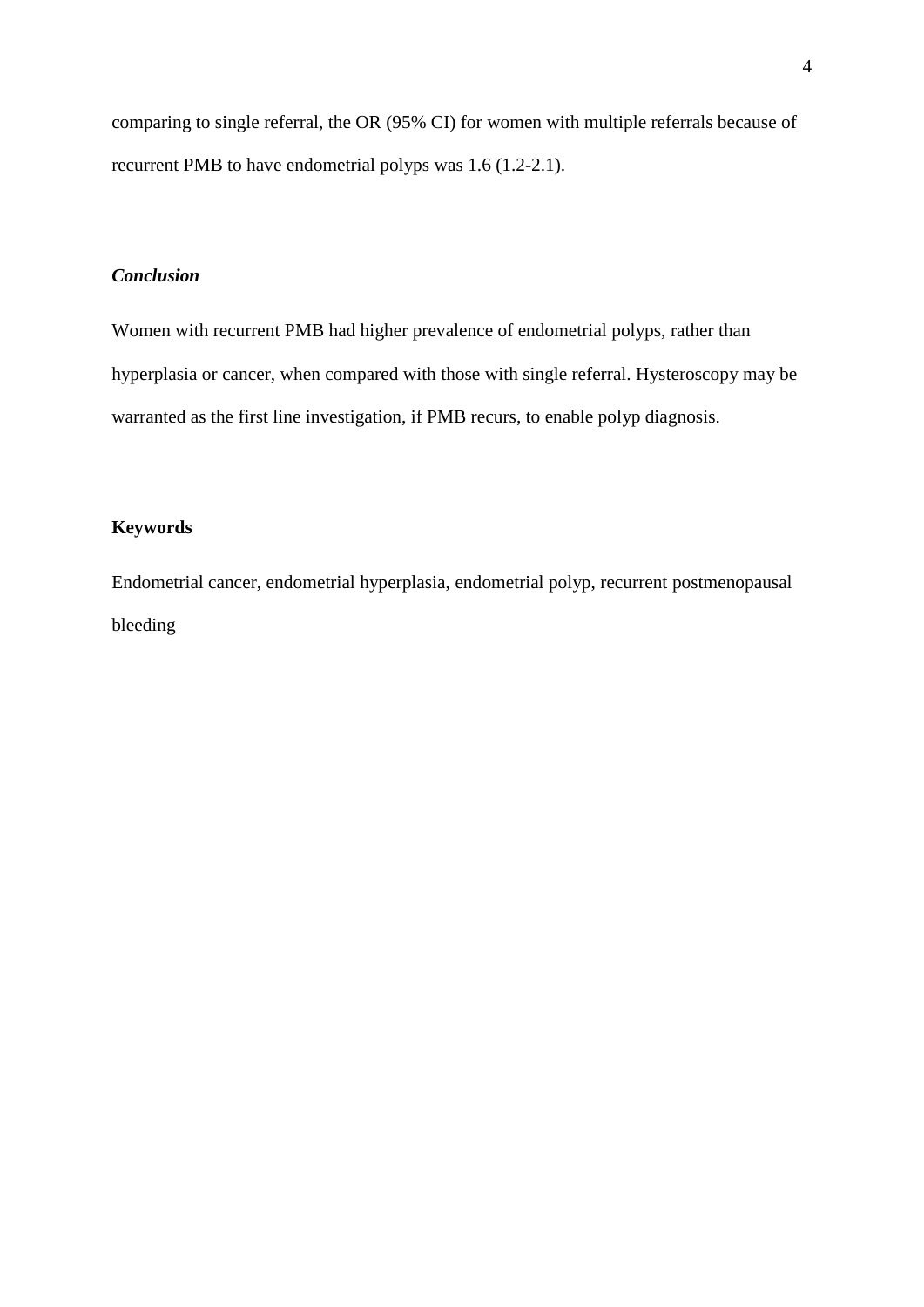comparing to single referral, the OR (95% CI) for women with multiple referrals because of recurrent PMB to have endometrial polyps was 1.6 (1.2-2.1).

### *Conclusion*

Women with recurrent PMB had higher prevalence of endometrial polyps, rather than hyperplasia or cancer, when compared with those with single referral. Hysteroscopy may be warranted as the first line investigation, if PMB recurs, to enable polyp diagnosis.

### **Keywords**

Endometrial cancer, endometrial hyperplasia, endometrial polyp, recurrent postmenopausal bleeding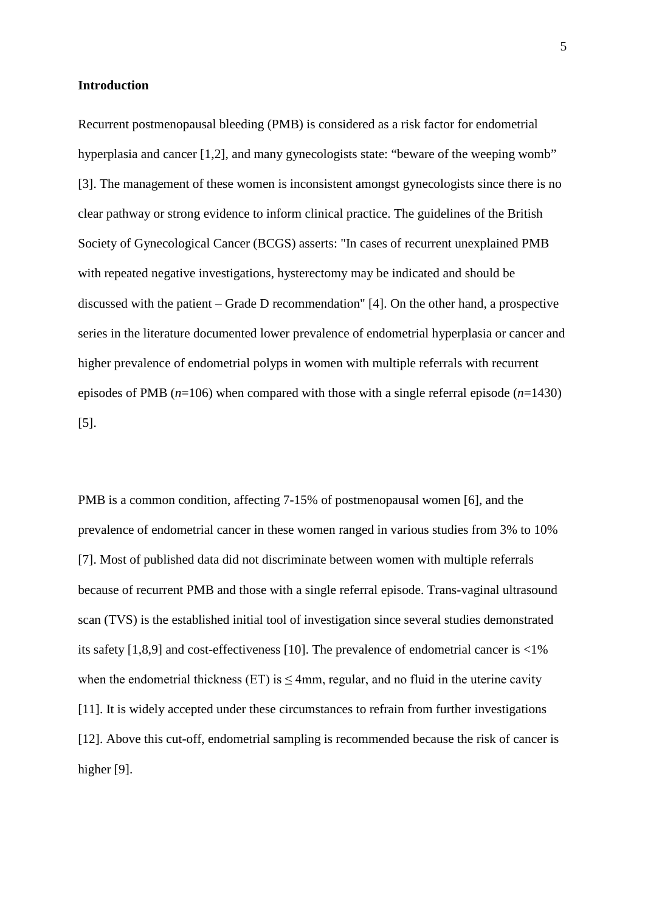**Introduction**

Recurrent postmenopausal bleeding (PMB) is considered as a risk factor for endometrial hyperplasia and cancer [1,2], and many gynecologists state: "beware of the weeping womb" [3]. The management of these women is inconsistent amongst gynecologists since there is no clear pathway or strong evidence to inform clinical practice. The guidelines of the British Society of Gynecological Cancer (BCGS) asserts: "In cases of recurrent unexplained PMB with repeated negative investigations, hysterectomy may be indicated and should be discussed with the patient – Grade D recommendation" [4]. On the other hand, a prospective series in the literature documented lower prevalence of endometrial hyperplasia or cancer and higher prevalence of endometrial polyps in women with multiple referrals with recurrent episodes of PMB ($n$=106) when compared with those with a single referral episode ($n$=1430) [5].

PMB is a common condition, affecting 7-15% of postmenopausal women [6], and the prevalence of endometrial cancer in these women ranged in various studies from 3% to 10% [7]. Most of published data did not discriminate between women with multiple referrals because of recurrent PMB and those with a single referral episode. Trans-vaginal ultrasound scan (TVS) is the established initial tool of investigation since several studies demonstrated its safety [1,8,9] and cost-effectiveness [10]. The prevalence of endometrial cancer is <1% when the endometrial thickness (ET) is $\leq$ 4mm, regular, and no fluid in the uterine cavity [11]. It is widely accepted under these circumstances to refrain from further investigations [12]. Above this cut-off, endometrial sampling is recommended because the risk of cancer is higher [9].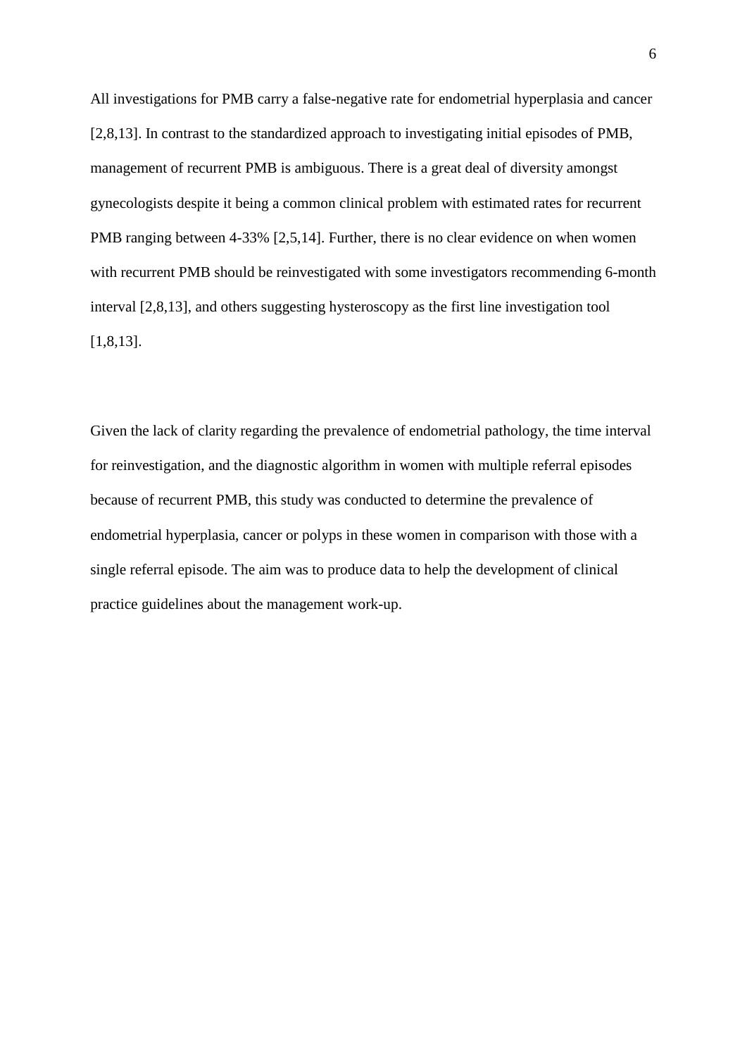All investigations for PMB carry a false-negative rate for endometrial hyperplasia and cancer [2,8,13]. In contrast to the standardized approach to investigating initial episodes of PMB, management of recurrent PMB is ambiguous. There is a great deal of diversity amongst gynecologists despite it being a common clinical problem with estimated rates for recurrent PMB ranging between 4-33% [2,5,14]. Further, there is no clear evidence on when women with recurrent PMB should be reinvestigated with some investigators recommending 6-month interval [2,8,13], and others suggesting hysteroscopy as the first line investigation tool [1,8,13].

Given the lack of clarity regarding the prevalence of endometrial pathology, the time interval for reinvestigation, and the diagnostic algorithm in women with multiple referral episodes because of recurrent PMB, this study was conducted to determine the prevalence of endometrial hyperplasia, cancer or polyps in these women in comparison with those with a single referral episode. The aim was to produce data to help the development of clinical practice guidelines about the management work-up.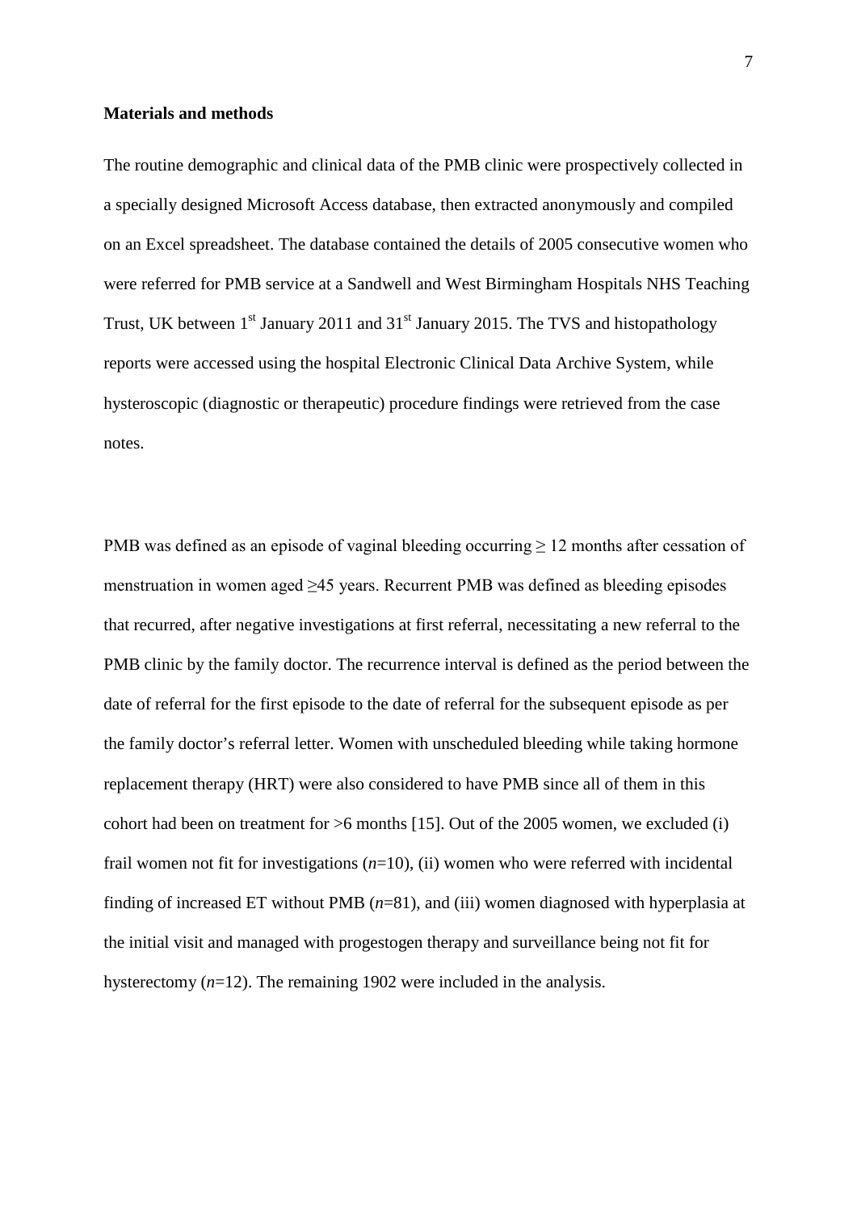**Materials and methods**

The routine demographic and clinical data of the PMB clinic were prospectively collected in a specially designed Microsoft Access database, then extracted anonymously and compiled on an Excel spreadsheet. The database contained the details of 2005 consecutive women who were referred for PMB service at a Sandwell and West Birmingham Hospitals NHS Teaching Trust, UK between 1st January 2011 and 31st January 2015. The TVS and histopathology reports were accessed using the hospital Electronic Clinical Data Archive System, while hysteroscopic (diagnostic or therapeutic) procedure findings were retrieved from the case notes.

PMB was defined as an episode of vaginal bleeding occurring ≥ 12 months after cessation of menstruation in women aged ≥45 years. Recurrent PMB was defined as bleeding episodes that recurred, after negative investigations at first referral, necessitating a new referral to the PMB clinic by the family doctor. The recurrence interval is defined as the period between the date of referral for the first episode to the date of referral for the subsequent episode as per the family doctor's referral letter. Women with unscheduled bleeding while taking hormone replacement therapy (HRT) were also considered to have PMB since all of them in this cohort had been on treatment for >6 months [15]. Out of the 2005 women, we excluded (i) frail women not fit for investigations (*n*=10), (ii) women who were referred with incidental finding of increased ET without PMB (*n*=81), and (iii) women diagnosed with hyperplasia at the initial visit and managed with progestogen therapy and surveillance being not fit for hysterectomy (*n*=12). The remaining 1902 were included in the analysis.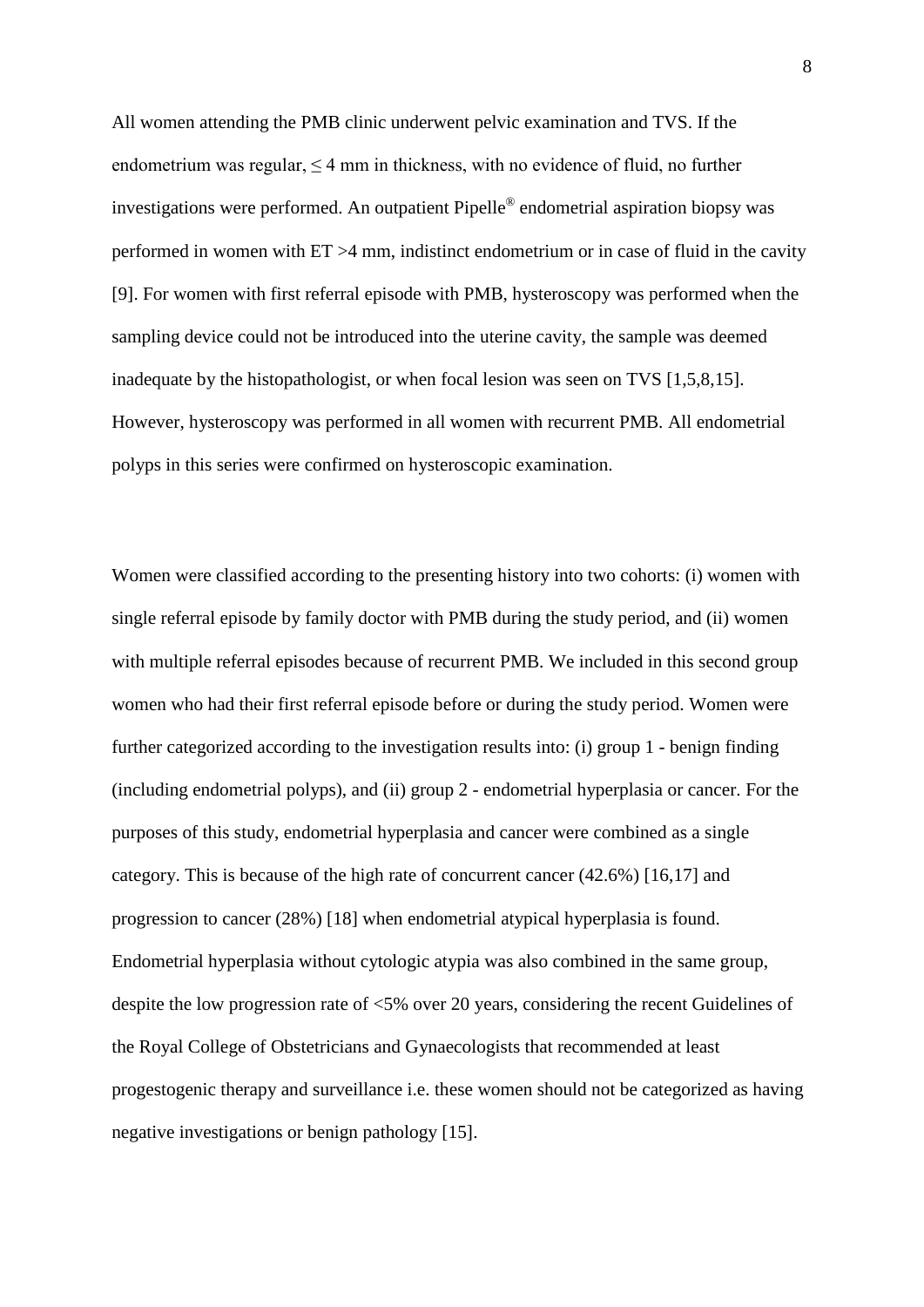All women attending the PMB clinic underwent pelvic examination and TVS. If the endometrium was regular, $\leq$ 4 mm in thickness, with no evidence of fluid, no further investigations were performed. An outpatient Pipelle® endometrial aspiration biopsy was performed in women with ET >4 mm, indistinct endometrium or in case of fluid in the cavity [9]. For women with first referral episode with PMB, hysteroscopy was performed when the sampling device could not be introduced into the uterine cavity, the sample was deemed inadequate by the histopathologist, or when focal lesion was seen on TVS [1,5,8,15]. However, hysteroscopy was performed in all women with recurrent PMB. All endometrial polyps in this series were confirmed on hysteroscopic examination.

Women were classified according to the presenting history into two cohorts: (i) women with single referral episode by family doctor with PMB during the study period, and (ii) women with multiple referral episodes because of recurrent PMB. We included in this second group women who had their first referral episode before or during the study period. Women were further categorized according to the investigation results into: (i) group 1 - benign finding (including endometrial polyps), and (ii) group 2 - endometrial hyperplasia or cancer. For the purposes of this study, endometrial hyperplasia and cancer were combined as a single category. This is because of the high rate of concurrent cancer (42.6%) [16,17] and progression to cancer (28%) [18] when endometrial atypical hyperplasia is found. Endometrial hyperplasia without cytologic atypia was also combined in the same group, despite the low progression rate of <5% over 20 years, considering the recent Guidelines of the Royal College of Obstetricians and Gynaecologists that recommended at least progestogenic therapy and surveillance i.e. these women should not be categorized as having negative investigations or benign pathology [15].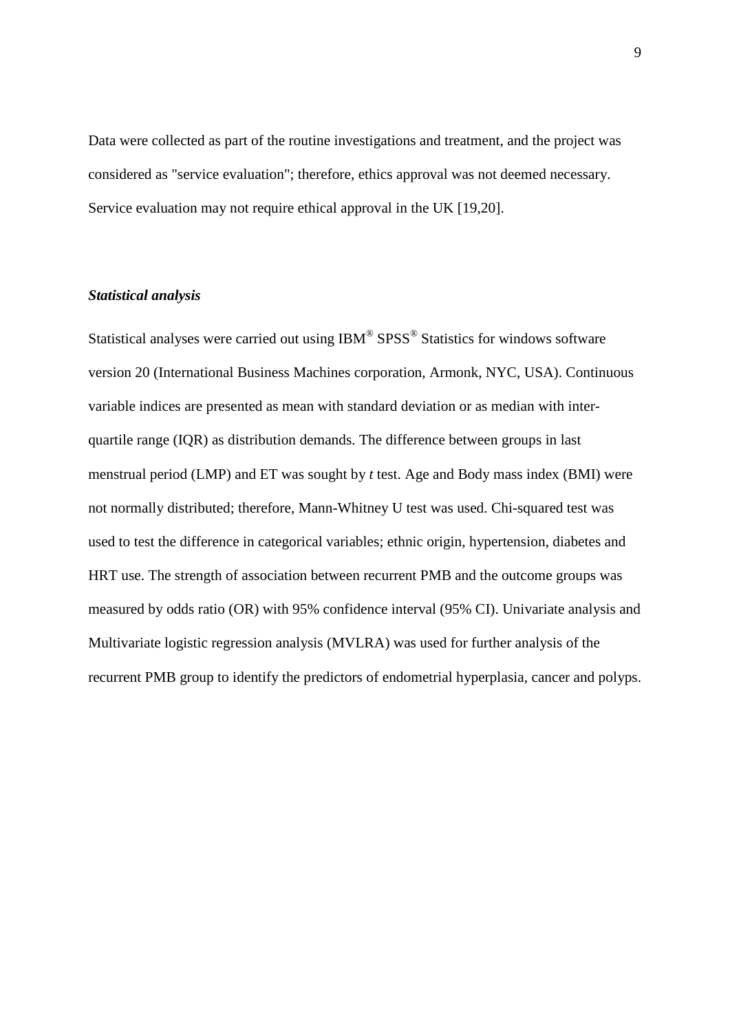Data were collected as part of the routine investigations and treatment, and the project was considered as "service evaluation"; therefore, ethics approval was not deemed necessary. Service evaluation may not require ethical approval in the UK [19,20].

### *Statistical analysis*

Statistical analyses were carried out using IBM® SPSS® Statistics for windows software version 20 (International Business Machines corporation, Armonk, NYC, USA). Continuous variable indices are presented as mean with standard deviation or as median with inter-quartile range (IQR) as distribution demands. The difference between groups in last menstrual period (LMP) and ET was sought by *t* test. Age and Body mass index (BMI) were not normally distributed; therefore, Mann-Whitney U test was used. Chi-squared test was used to test the difference in categorical variables; ethnic origin, hypertension, diabetes and HRT use. The strength of association between recurrent PMB and the outcome groups was measured by odds ratio (OR) with 95% confidence interval (95% CI). Univariate analysis and Multivariate logistic regression analysis (MVLRA) was used for further analysis of the recurrent PMB group to identify the predictors of endometrial hyperplasia, cancer and polyps.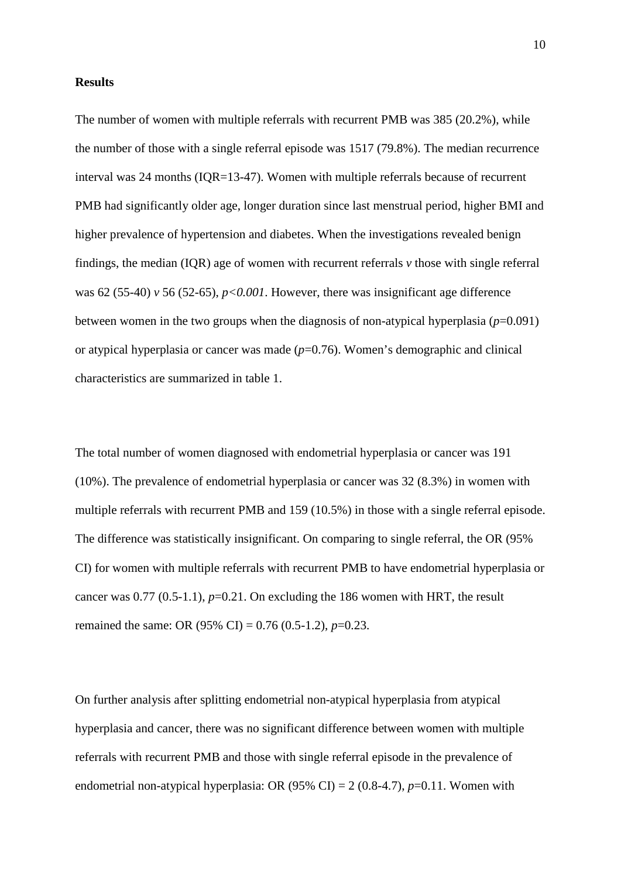**Results**

The number of women with multiple referrals with recurrent PMB was 385 (20.2%), while the number of those with a single referral episode was 1517 (79.8%). The median recurrence interval was 24 months (IQR=13-47). Women with multiple referrals because of recurrent PMB had significantly older age, longer duration since last menstrual period, higher BMI and higher prevalence of hypertension and diabetes. When the investigations revealed benign findings, the median (IQR) age of women with recurrent referrals *v* those with single referral was 62 (55-40) *v* 56 (52-65), $p<0.001$. However, there was insignificant age difference between women in the two groups when the diagnosis of non-atypical hyperplasia ($p$=0.091) or atypical hyperplasia or cancer was made ($p$=0.76). Women's demographic and clinical characteristics are summarized in table 1.

The total number of women diagnosed with endometrial hyperplasia or cancer was 191 (10%). The prevalence of endometrial hyperplasia or cancer was 32 (8.3%) in women with multiple referrals with recurrent PMB and 159 (10.5%) in those with a single referral episode. The difference was statistically insignificant. On comparing to single referral, the OR (95% CI) for women with multiple referrals with recurrent PMB to have endometrial hyperplasia or cancer was 0.77 (0.5-1.1), $p$=0.21. On excluding the 186 women with HRT, the result remained the same: OR (95% CI) = 0.76 (0.5-1.2), $p$=0.23.

On further analysis after splitting endometrial non-atypical hyperplasia from atypical hyperplasia and cancer, there was no significant difference between women with multiple referrals with recurrent PMB and those with single referral episode in the prevalence of endometrial non-atypical hyperplasia: OR (95% CI) = 2 (0.8-4.7), $p$=0.11. Women with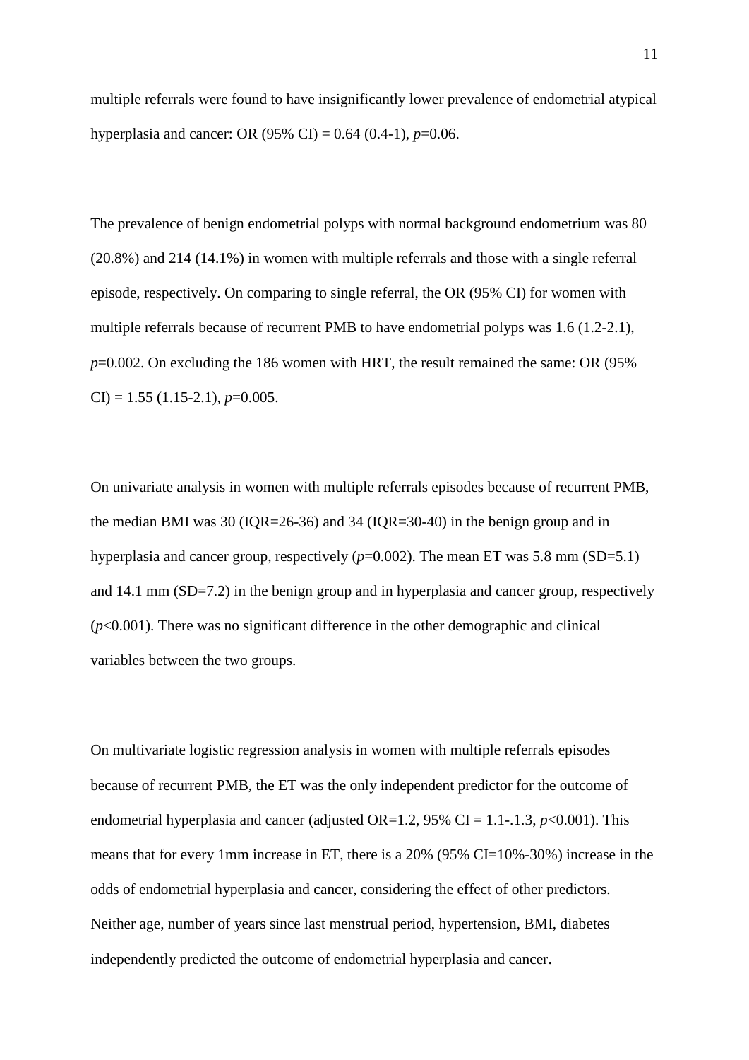multiple referrals were found to have insignificantly lower prevalence of endometrial atypical hyperplasia and cancer: OR (95% CI) = 0.64 (0.4-1), *p*=0.06.

The prevalence of benign endometrial polyps with normal background endometrium was 80 (20.8%) and 214 (14.1%) in women with multiple referrals and those with a single referral episode, respectively. On comparing to single referral, the OR (95% CI) for women with multiple referrals because of recurrent PMB to have endometrial polyps was 1.6 (1.2-2.1), *p*=0.002. On excluding the 186 women with HRT, the result remained the same: OR (95% CI) = 1.55 (1.15-2.1), *p*=0.005.

On univariate analysis in women with multiple referrals episodes because of recurrent PMB, the median BMI was 30 (IQR=26-36) and 34 (IQR=30-40) in the benign group and in hyperplasia and cancer group, respectively (*p*=0.002). The mean ET was 5.8 mm (SD=5.1) and 14.1 mm (SD=7.2) in the benign group and in hyperplasia and cancer group, respectively (*p*<0.001). There was no significant difference in the other demographic and clinical variables between the two groups.

On multivariate logistic regression analysis in women with multiple referrals episodes because of recurrent PMB, the ET was the only independent predictor for the outcome of endometrial hyperplasia and cancer (adjusted OR=1.2, 95% CI = 1.1-.1.3, *p*<0.001). This means that for every 1mm increase in ET, there is a 20% (95% CI=10%-30%) increase in the odds of endometrial hyperplasia and cancer, considering the effect of other predictors. Neither age, number of years since last menstrual period, hypertension, BMI, diabetes independently predicted the outcome of endometrial hyperplasia and cancer.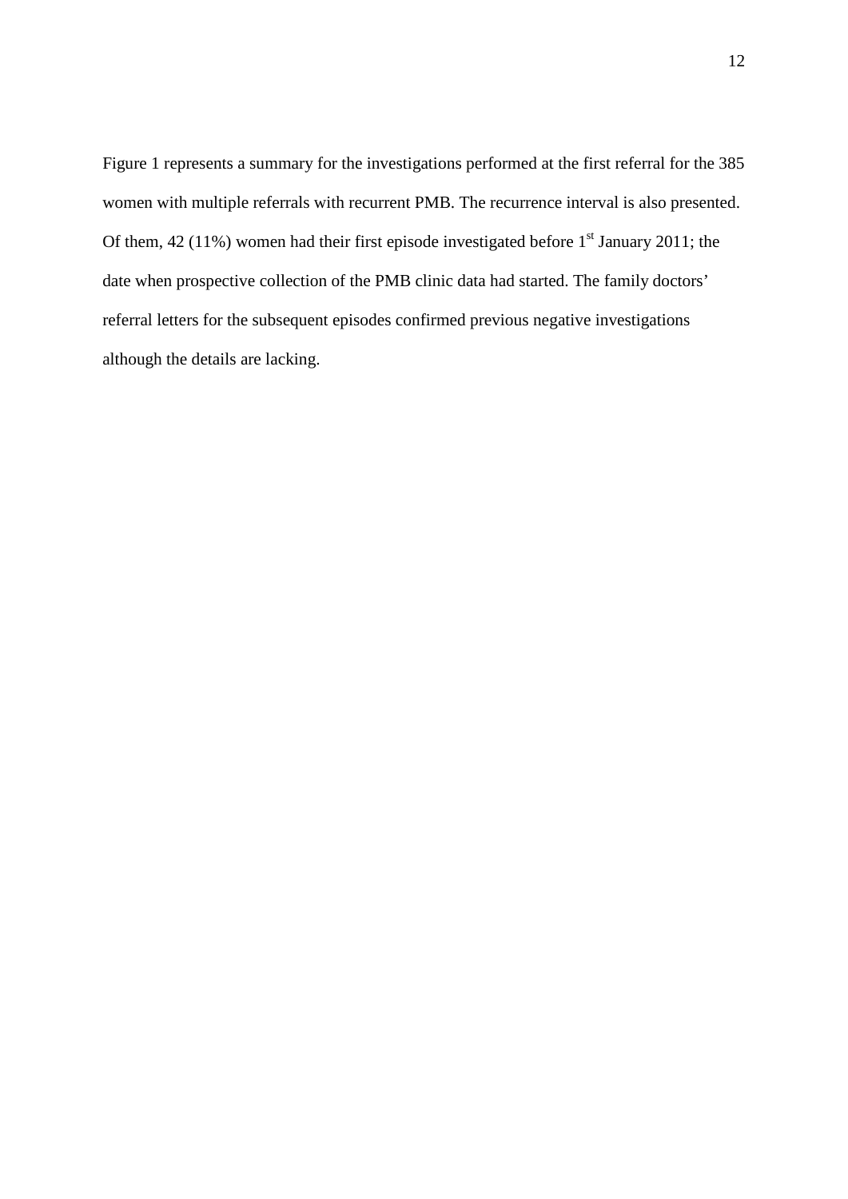Figure 1 represents a summary for the investigations performed at the first referral for the 385 women with multiple referrals with recurrent PMB. The recurrence interval is also presented. Of them, 42 (11%) women had their first episode investigated before 1st January 2011; the date when prospective collection of the PMB clinic data had started. The family doctors' referral letters for the subsequent episodes confirmed previous negative investigations although the details are lacking.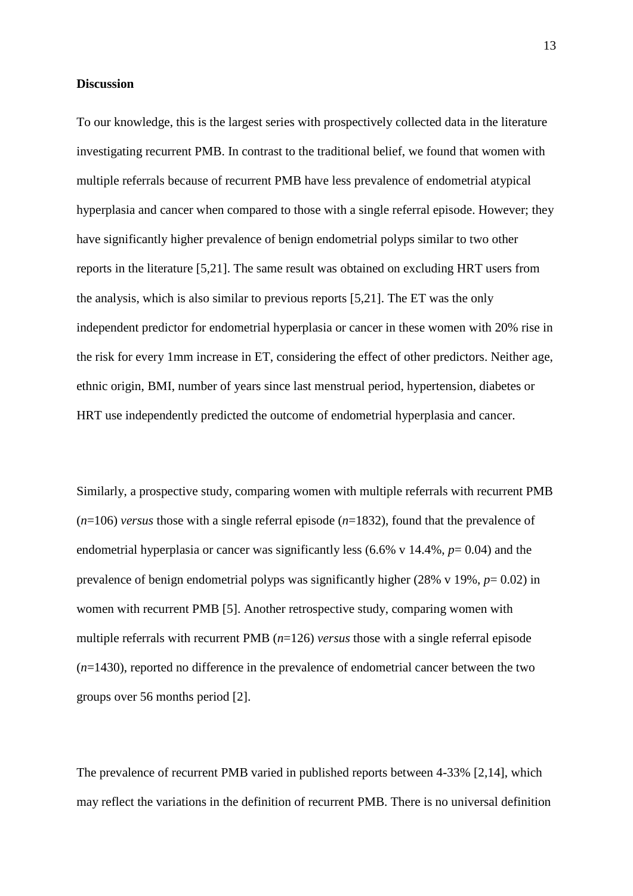**Discussion**

To our knowledge, this is the largest series with prospectively collected data in the literature investigating recurrent PMB. In contrast to the traditional belief, we found that women with multiple referrals because of recurrent PMB have less prevalence of endometrial atypical hyperplasia and cancer when compared to those with a single referral episode. However; they have significantly higher prevalence of benign endometrial polyps similar to two other reports in the literature [5,21]. The same result was obtained on excluding HRT users from the analysis, which is also similar to previous reports [5,21]. The ET was the only independent predictor for endometrial hyperplasia or cancer in these women with 20% rise in the risk for every 1mm increase in ET, considering the effect of other predictors. Neither age, ethnic origin, BMI, number of years since last menstrual period, hypertension, diabetes or HRT use independently predicted the outcome of endometrial hyperplasia and cancer.

Similarly, a prospective study, comparing women with multiple referrals with recurrent PMB ($n$=106) *versus* those with a single referral episode ($n$=1832), found that the prevalence of endometrial hyperplasia or cancer was significantly less (6.6% v 14.4%, $p$= 0.04) and the prevalence of benign endometrial polyps was significantly higher (28% v 19%, $p$= 0.02) in women with recurrent PMB [5]. Another retrospective study, comparing women with multiple referrals with recurrent PMB ($n$=126) *versus* those with a single referral episode ($n$=1430), reported no difference in the prevalence of endometrial cancer between the two groups over 56 months period [2].

The prevalence of recurrent PMB varied in published reports between 4-33% [2,14], which may reflect the variations in the definition of recurrent PMB. There is no universal definition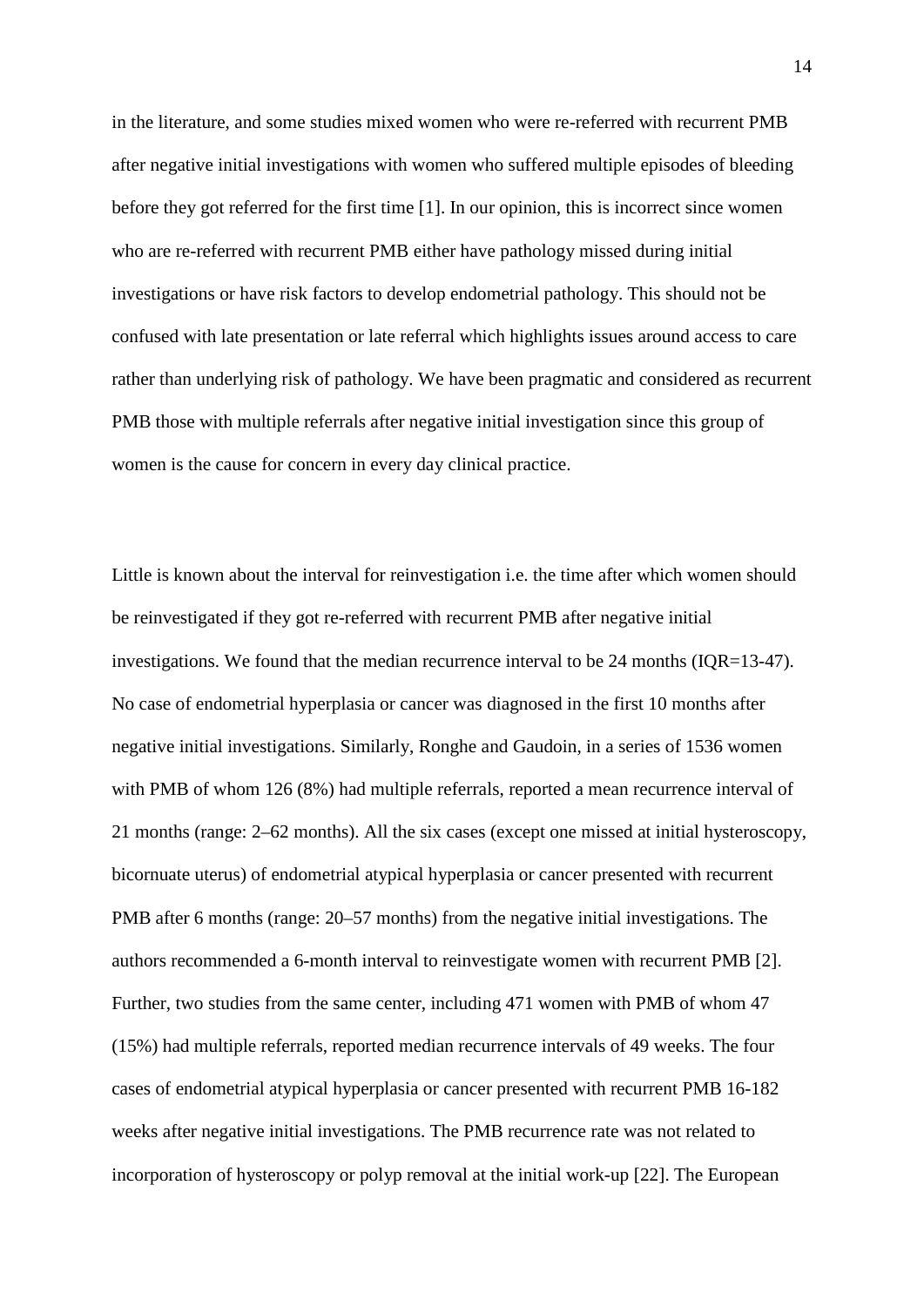in the literature, and some studies mixed women who were re-referred with recurrent PMB after negative initial investigations with women who suffered multiple episodes of bleeding before they got referred for the first time [1]. In our opinion, this is incorrect since women who are re-referred with recurrent PMB either have pathology missed during initial investigations or have risk factors to develop endometrial pathology. This should not be confused with late presentation or late referral which highlights issues around access to care rather than underlying risk of pathology. We have been pragmatic and considered as recurrent PMB those with multiple referrals after negative initial investigation since this group of women is the cause for concern in every day clinical practice.

Little is known about the interval for reinvestigation i.e. the time after which women should be reinvestigated if they got re-referred with recurrent PMB after negative initial investigations. We found that the median recurrence interval to be 24 months (IQR=13-47). No case of endometrial hyperplasia or cancer was diagnosed in the first 10 months after negative initial investigations. Similarly, Ronghe and Gaudoin, in a series of 1536 women with PMB of whom 126 (8%) had multiple referrals, reported a mean recurrence interval of 21 months (range: 2–62 months). All the six cases (except one missed at initial hysteroscopy, bicornuate uterus) of endometrial atypical hyperplasia or cancer presented with recurrent PMB after 6 months (range: 20–57 months) from the negative initial investigations. The authors recommended a 6-month interval to reinvestigate women with recurrent PMB [2]. Further, two studies from the same center, including 471 women with PMB of whom 47 (15%) had multiple referrals, reported median recurrence intervals of 49 weeks. The four cases of endometrial atypical hyperplasia or cancer presented with recurrent PMB 16-182 weeks after negative initial investigations. The PMB recurrence rate was not related to incorporation of hysteroscopy or polyp removal at the initial work-up [22]. The European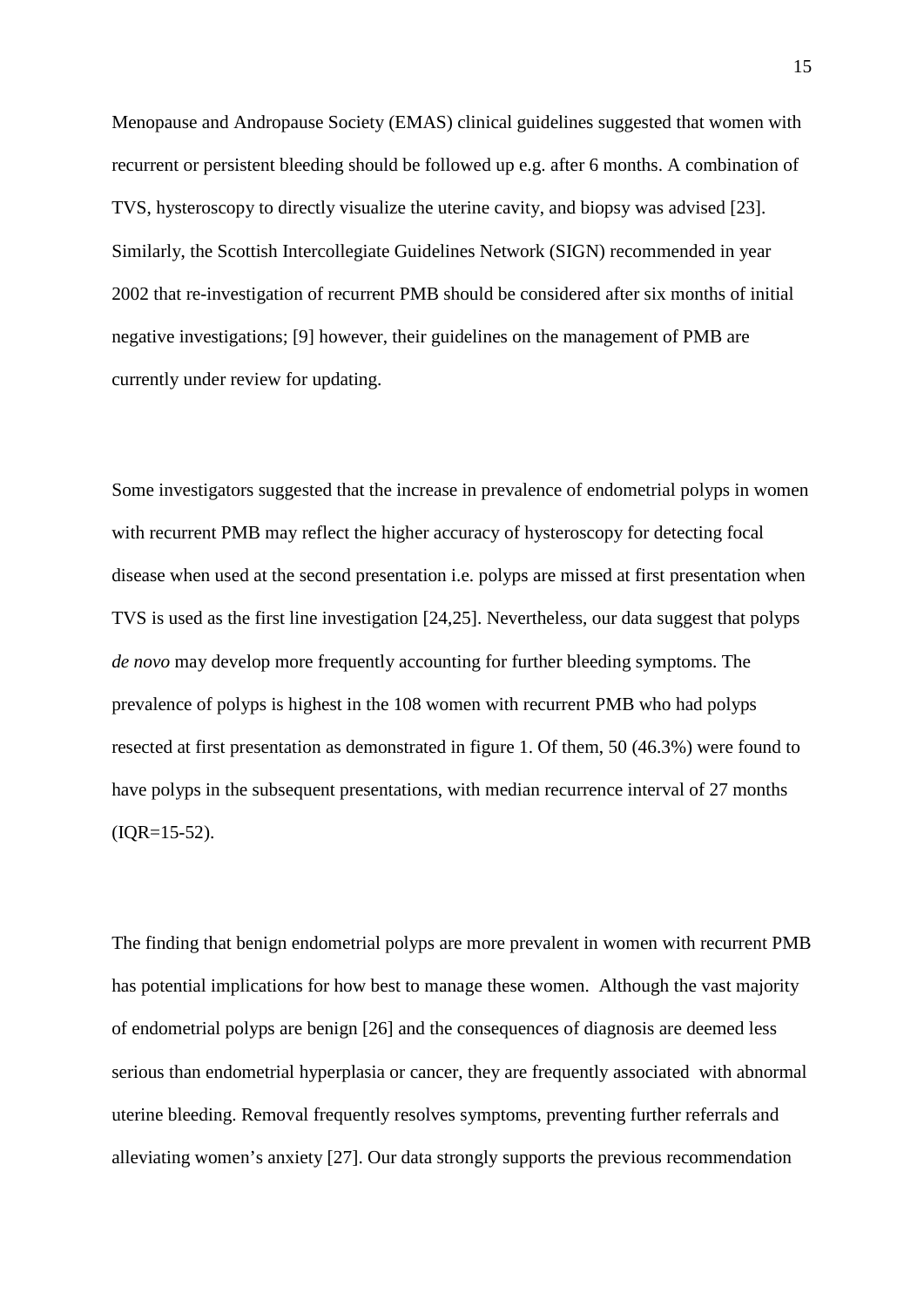Menopause and Andropause Society (EMAS) clinical guidelines suggested that women with recurrent or persistent bleeding should be followed up e.g. after 6 months. A combination of TVS, hysteroscopy to directly visualize the uterine cavity, and biopsy was advised [23]. Similarly, the Scottish Intercollegiate Guidelines Network (SIGN) recommended in year 2002 that re-investigation of recurrent PMB should be considered after six months of initial negative investigations; [9] however, their guidelines on the management of PMB are currently under review for updating.

Some investigators suggested that the increase in prevalence of endometrial polyps in women with recurrent PMB may reflect the higher accuracy of hysteroscopy for detecting focal disease when used at the second presentation i.e. polyps are missed at first presentation when TVS is used as the first line investigation [24,25]. Nevertheless, our data suggest that polyps *de novo* may develop more frequently accounting for further bleeding symptoms. The prevalence of polyps is highest in the 108 women with recurrent PMB who had polyps resected at first presentation as demonstrated in figure 1. Of them, 50 (46.3%) were found to have polyps in the subsequent presentations, with median recurrence interval of 27 months (IQR=15-52).

The finding that benign endometrial polyps are more prevalent in women with recurrent PMB has potential implications for how best to manage these women. Although the vast majority of endometrial polyps are benign [26] and the consequences of diagnosis are deemed less serious than endometrial hyperplasia or cancer, they are frequently associated with abnormal uterine bleeding. Removal frequently resolves symptoms, preventing further referrals and alleviating women's anxiety [27]. Our data strongly supports the previous recommendation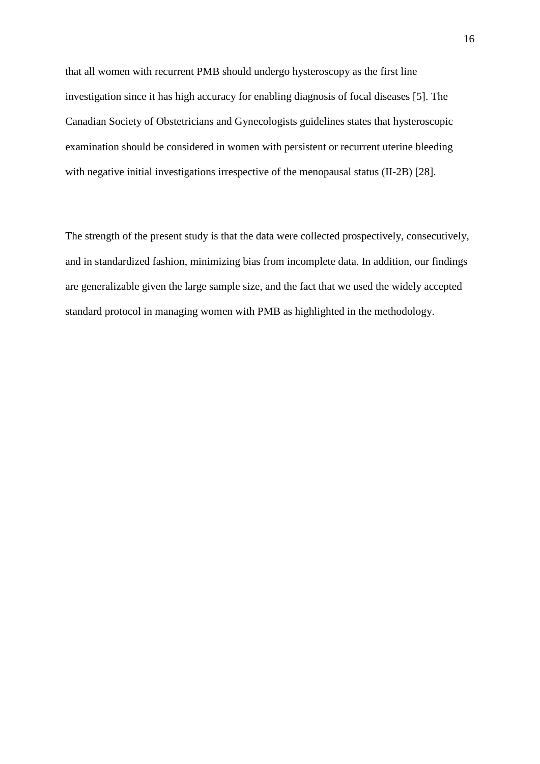that all women with recurrent PMB should undergo hysteroscopy as the first line investigation since it has high accuracy for enabling diagnosis of focal diseases [5]. The Canadian Society of Obstetricians and Gynecologists guidelines states that hysteroscopic examination should be considered in women with persistent or recurrent uterine bleeding with negative initial investigations irrespective of the menopausal status (II-2B) [28].

The strength of the present study is that the data were collected prospectively, consecutively, and in standardized fashion, minimizing bias from incomplete data. In addition, our findings are generalizable given the large sample size, and the fact that we used the widely accepted standard protocol in managing women with PMB as highlighted in the methodology.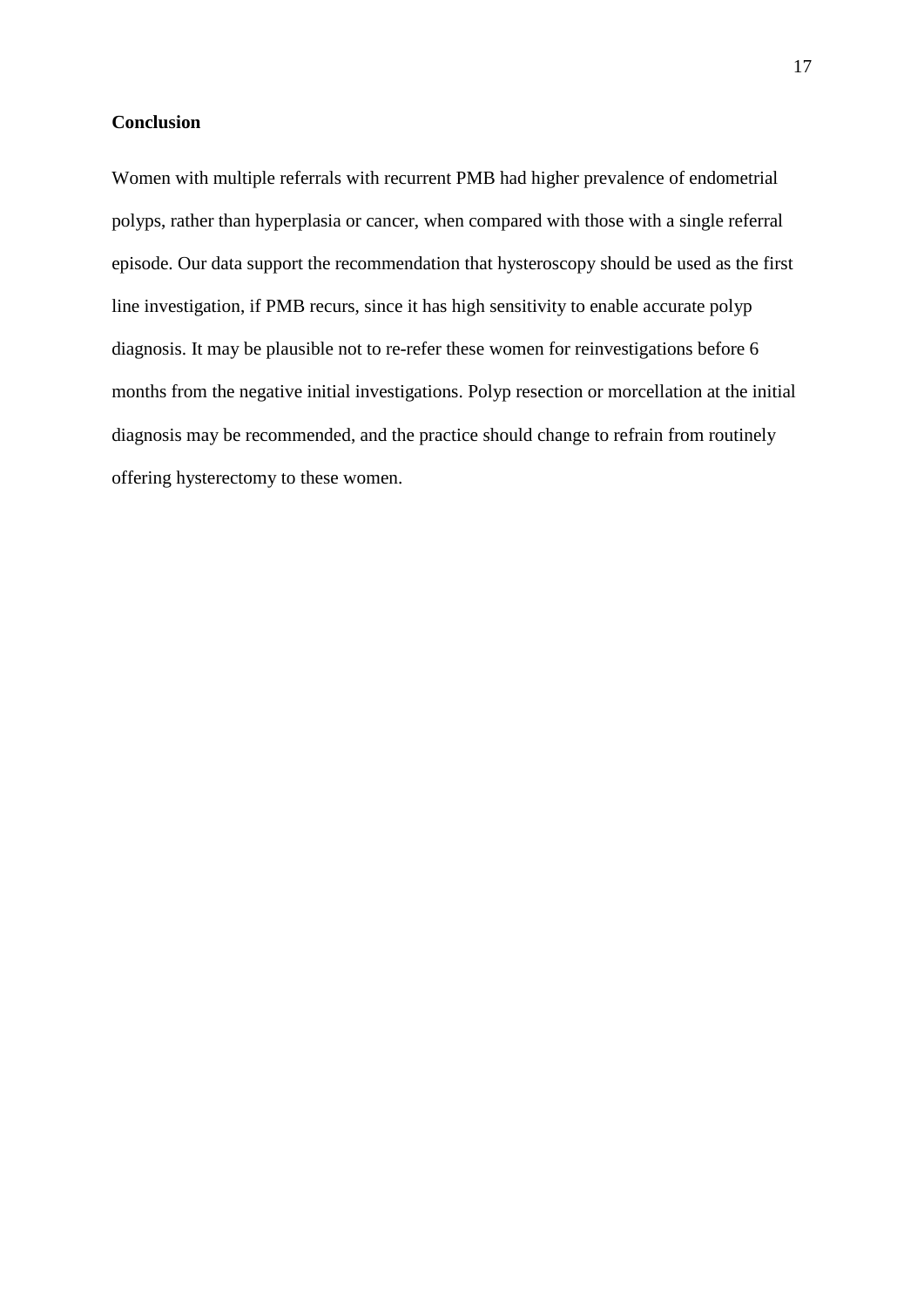## Conclusion

Women with multiple referrals with recurrent PMB had higher prevalence of endometrial polyps, rather than hyperplasia or cancer, when compared with those with a single referral episode. Our data support the recommendation that hysteroscopy should be used as the first line investigation, if PMB recurs, since it has high sensitivity to enable accurate polyp diagnosis. It may be plausible not to re-refer these women for reinvestigations before 6 months from the negative initial investigations. Polyp resection or morcellation at the initial diagnosis may be recommended, and the practice should change to refrain from routinely offering hysterectomy to these women.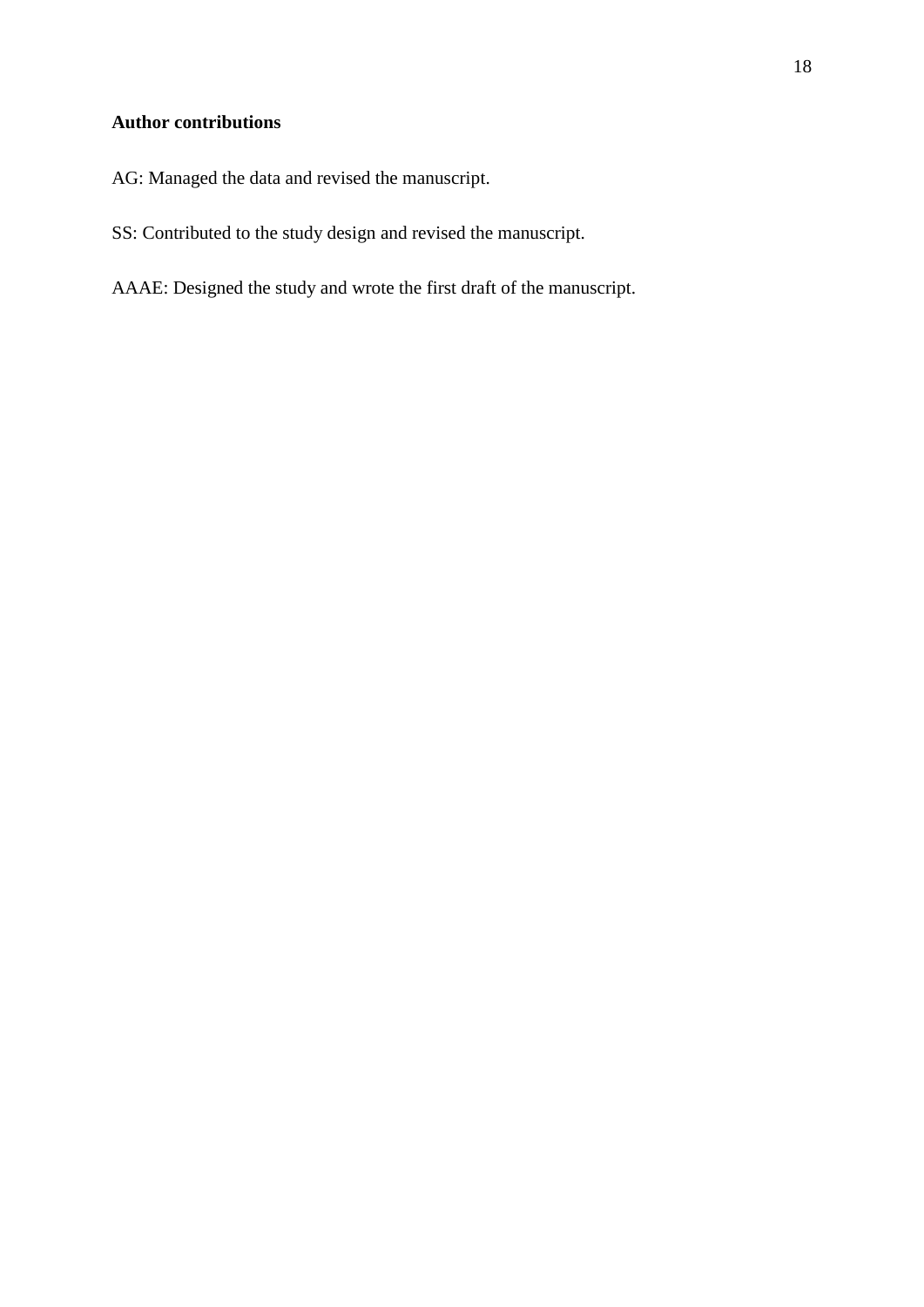**Author contributions**

AG: Managed the data and revised the manuscript.

SS: Contributed to the study design and revised the manuscript.

AAAE: Designed the study and wrote the first draft of the manuscript.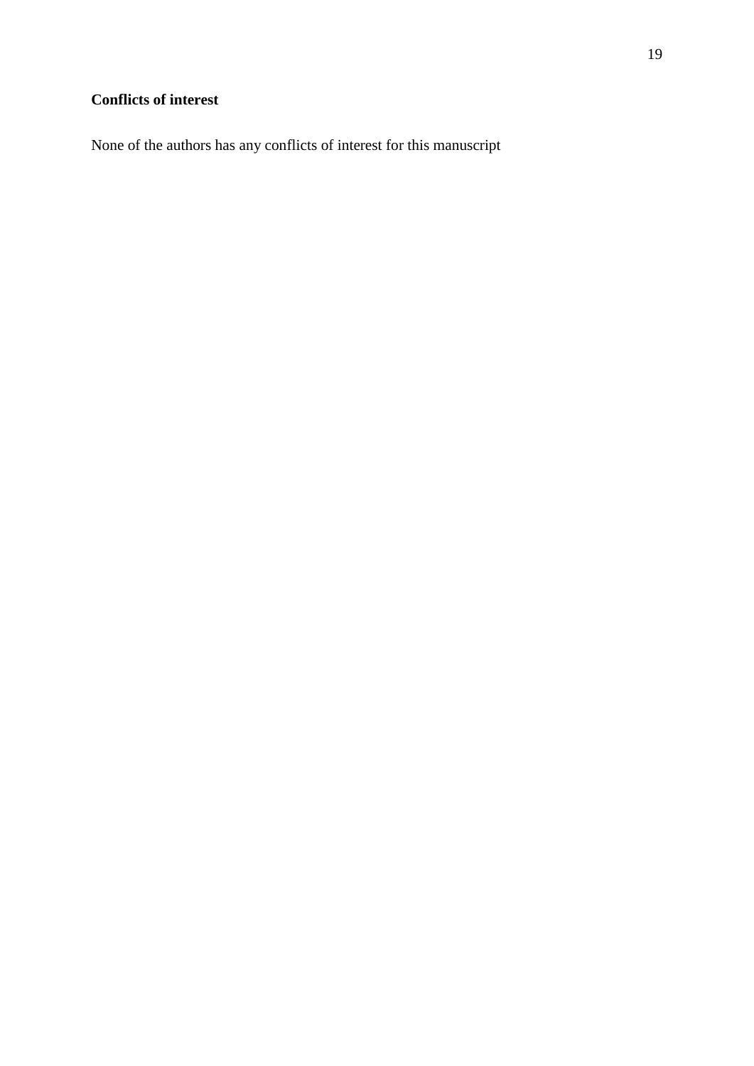**Conflicts of interest**

None of the authors has any conflicts of interest for this manuscript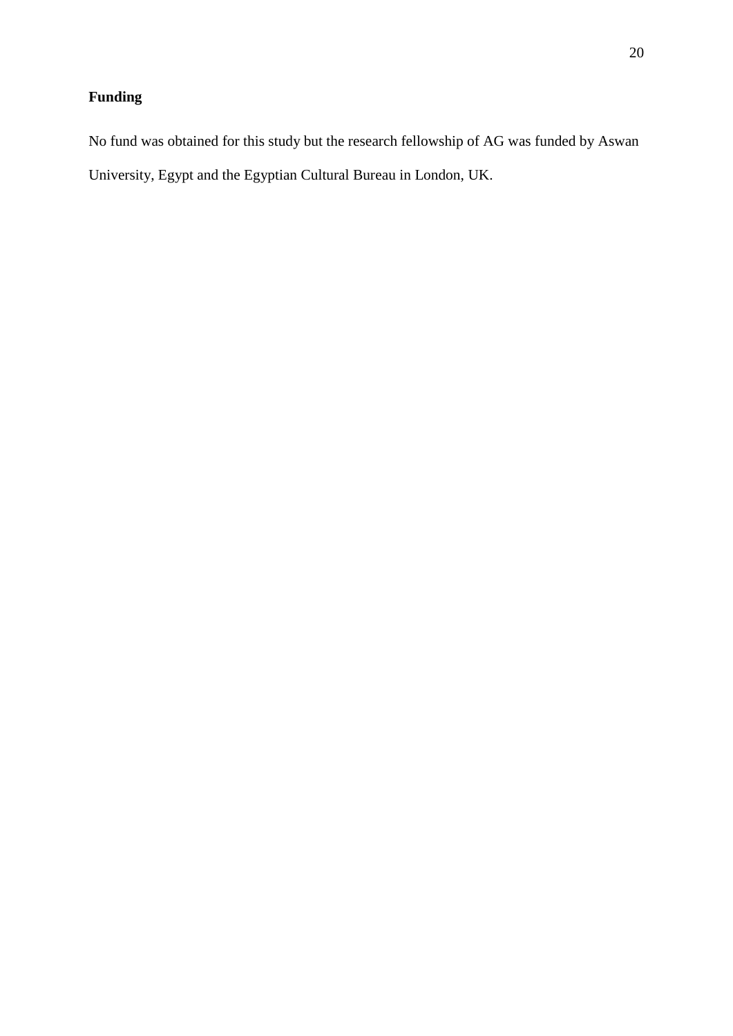## Funding

No fund was obtained for this study but the research fellowship of AG was funded by Aswan University, Egypt and the Egyptian Cultural Bureau in London, UK.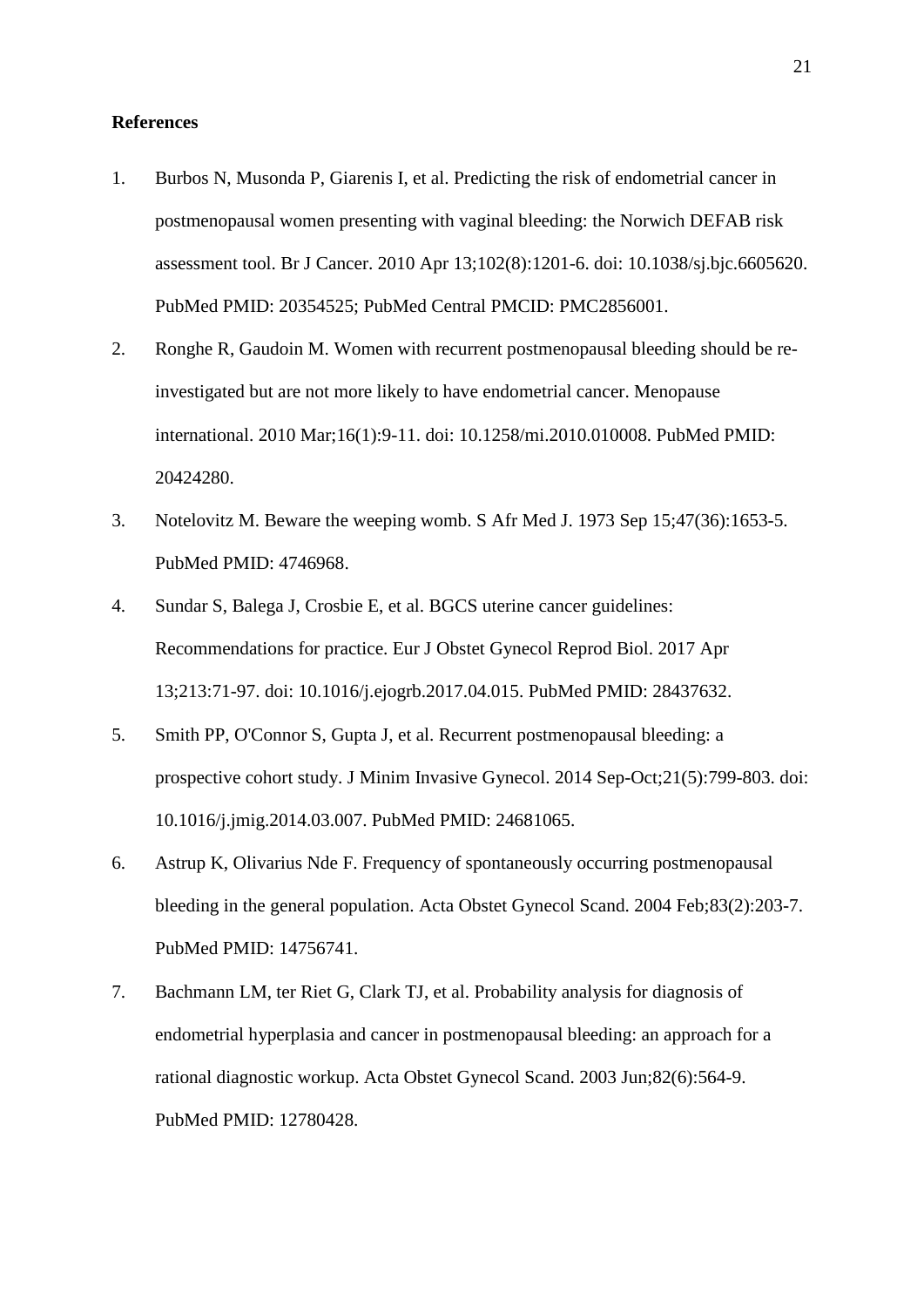**References**

1. Burbos N, Musonda P, Giarenis I, et al. Predicting the risk of endometrial cancer in postmenopausal women presenting with vaginal bleeding: the Norwich DEFAB risk assessment tool. Br J Cancer. 2010 Apr 13;102(8):1201-6. doi: 10.1038/sj.bjc.6605620. PubMed PMID: 20354525; PubMed Central PMCID: PMC2856001.
2. Ronghe R, Gaudoin M. Women with recurrent postmenopausal bleeding should be re-investigated but are not more likely to have endometrial cancer. Menopause international. 2010 Mar;16(1):9-11. doi: 10.1258/mi.2010.010008. PubMed PMID: 20424280.
3. Notelovitz M. Beware the weeping womb. S Afr Med J. 1973 Sep 15;47(36):1653-5. PubMed PMID: 4746968.
4. Sundar S, Balega J, Crosbie E, et al. BGCS uterine cancer guidelines: Recommendations for practice. Eur J Obstet Gynecol Reprod Biol. 2017 Apr 13;213:71-97. doi: 10.1016/j.ejogrb.2017.04.015. PubMed PMID: 28437632.
5. Smith PP, O'Connor S, Gupta J, et al. Recurrent postmenopausal bleeding: a prospective cohort study. J Minim Invasive Gynecol. 2014 Sep-Oct;21(5):799-803. doi: 10.1016/j.jmig.2014.03.007. PubMed PMID: 24681065.
6. Astrup K, Olivarius Nde F. Frequency of spontaneously occurring postmenopausal bleeding in the general population. Acta Obstet Gynecol Scand. 2004 Feb;83(2):203-7. PubMed PMID: 14756741.
7. Bachmann LM, ter Riet G, Clark TJ, et al. Probability analysis for diagnosis of endometrial hyperplasia and cancer in postmenopausal bleeding: an approach for a rational diagnostic workup. Acta Obstet Gynecol Scand. 2003 Jun;82(6):564-9. PubMed PMID: 12780428.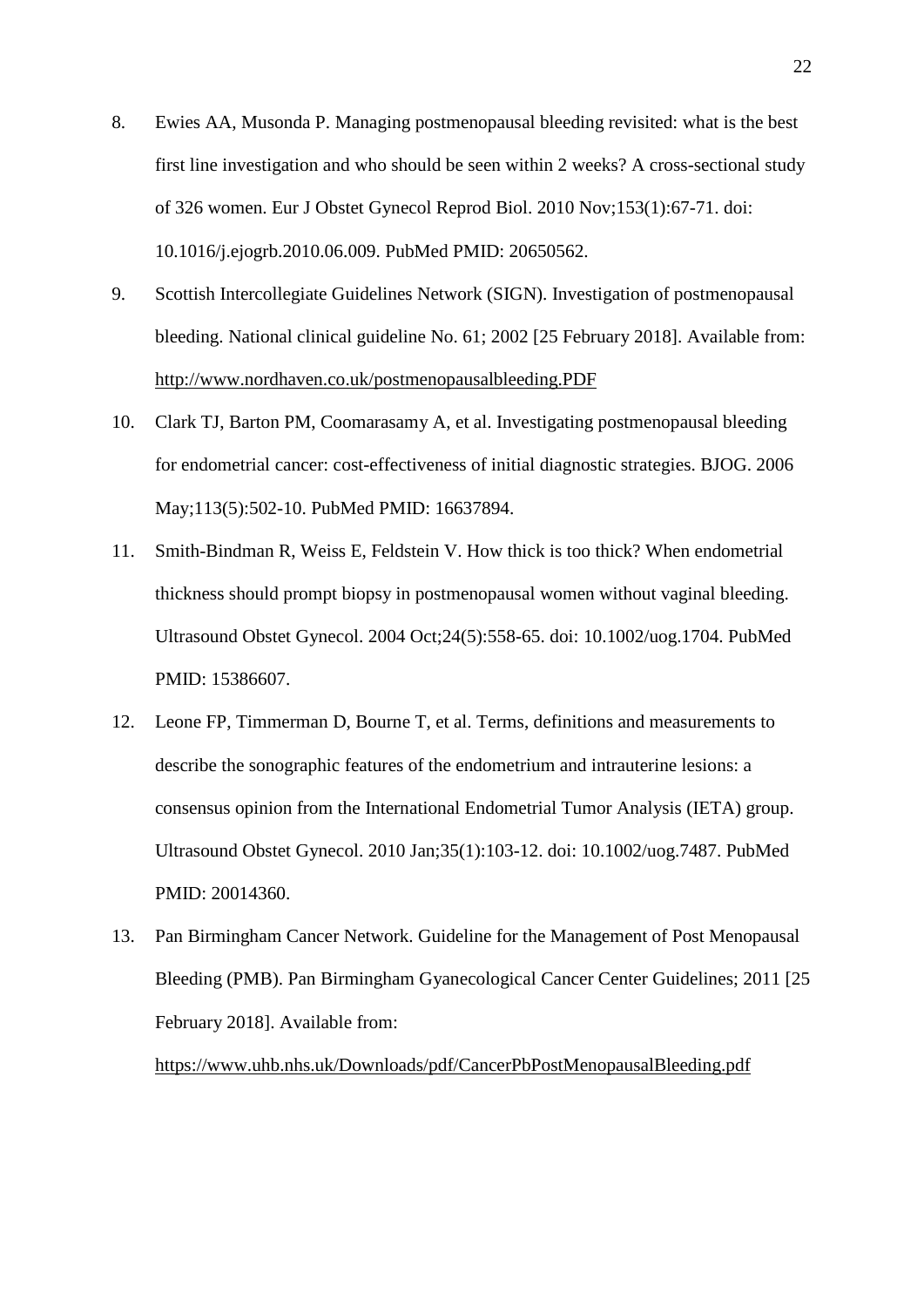8. Ewies AA, Musonda P. Managing postmenopausal bleeding revisited: what is the best first line investigation and who should be seen within 2 weeks? A cross-sectional study of 326 women. Eur J Obstet Gynecol Reprod Biol. 2010 Nov;153(1):67-71. doi: 10.1016/j.ejogrb.2010.06.009. PubMed PMID: 20650562.
9. Scottish Intercollegiate Guidelines Network (SIGN). Investigation of postmenopausal bleeding. National clinical guideline No. 61; 2002 [25 February 2018]. Available from: http://www.nordhaven.co.uk/postmenopausalbleeding.PDF
10. Clark TJ, Barton PM, Coomarasamy A, et al. Investigating postmenopausal bleeding for endometrial cancer: cost-effectiveness of initial diagnostic strategies. BJOG. 2006 May;113(5):502-10. PubMed PMID: 16637894.
11. Smith-Bindman R, Weiss E, Feldstein V. How thick is too thick? When endometrial thickness should prompt biopsy in postmenopausal women without vaginal bleeding. Ultrasound Obstet Gynecol. 2004 Oct;24(5):558-65. doi: 10.1002/uog.1704. PubMed PMID: 15386607.
12. Leone FP, Timmerman D, Bourne T, et al. Terms, definitions and measurements to describe the sonographic features of the endometrium and intrauterine lesions: a consensus opinion from the International Endometrial Tumor Analysis (IETA) group. Ultrasound Obstet Gynecol. 2010 Jan;35(1):103-12. doi: 10.1002/uog.7487. PubMed PMID: 20014360.
13. Pan Birmingham Cancer Network. Guideline for the Management of Post Menopausal Bleeding (PMB). Pan Birmingham Gyanecological Cancer Center Guidelines; 2011 [25 February 2018]. Available from: https://www.uhb.nhs.uk/Downloads/pdf/CancerPbPostMenopausalBleeding.pdf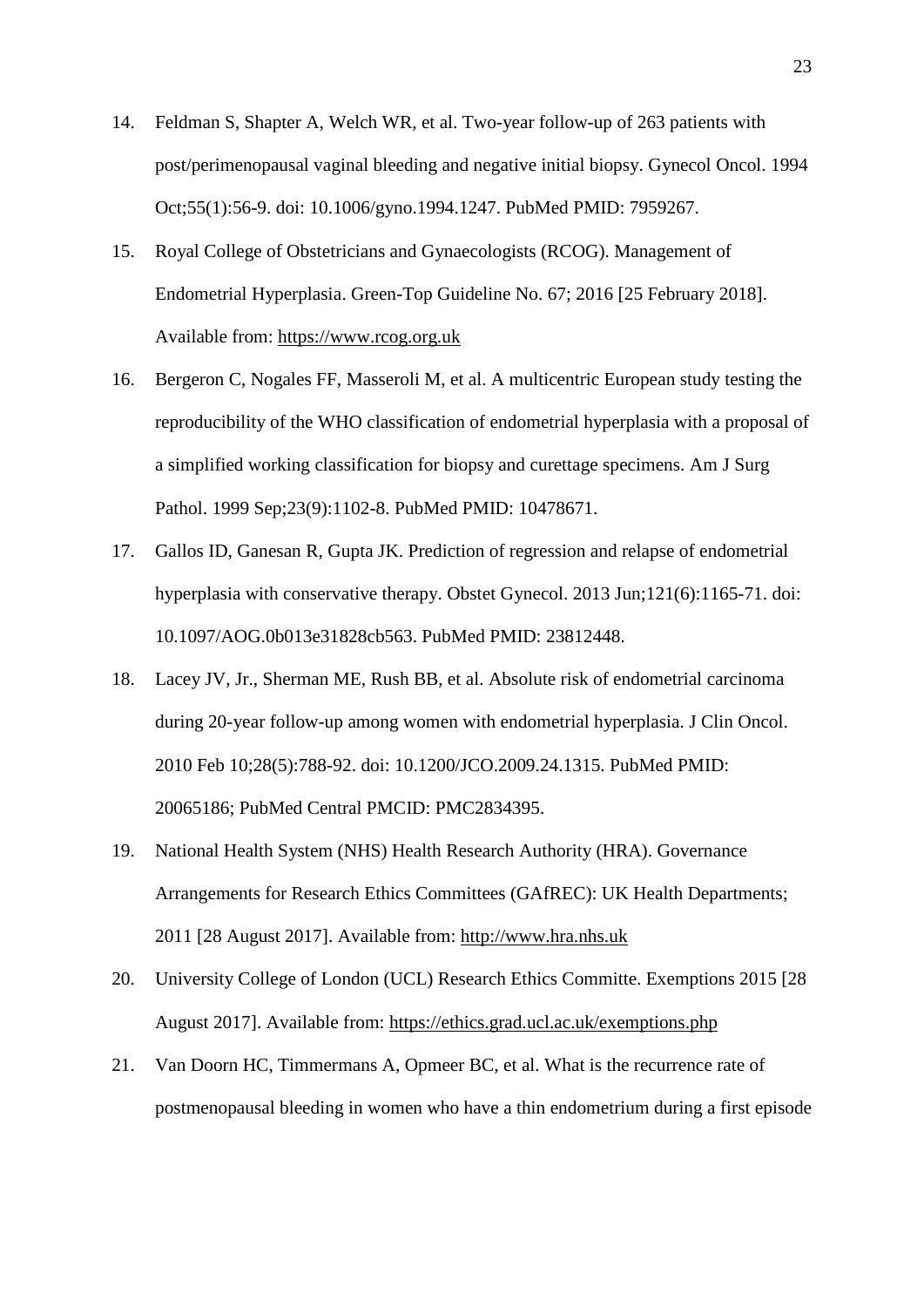14. Feldman S, Shapter A, Welch WR, et al. Two-year follow-up of 263 patients with post/perimenopausal vaginal bleeding and negative initial biopsy. Gynecol Oncol. 1994 Oct;55(1):56-9. doi: 10.1006/gyno.1994.1247. PubMed PMID: 7959267.

15. Royal College of Obstetricians and Gynaecologists (RCOG). Management of Endometrial Hyperplasia. Green-Top Guideline No. 67; 2016 [25 February 2018]. Available from: https://www.rcog.org.uk

16. Bergeron C, Nogales FF, Masseroli M, et al. A multicentric European study testing the reproducibility of the WHO classification of endometrial hyperplasia with a proposal of a simplified working classification for biopsy and curettage specimens. Am J Surg Pathol. 1999 Sep;23(9):1102-8. PubMed PMID: 10478671.

17. Gallos ID, Ganesan R, Gupta JK. Prediction of regression and relapse of endometrial hyperplasia with conservative therapy. Obstet Gynecol. 2013 Jun;121(6):1165-71. doi: 10.1097/AOG.0b013e31828cb563. PubMed PMID: 23812448.

18. Lacey JV, Jr., Sherman ME, Rush BB, et al. Absolute risk of endometrial carcinoma during 20-year follow-up among women with endometrial hyperplasia. J Clin Oncol. 2010 Feb 10;28(5):788-92. doi: 10.1200/JCO.2009.24.1315. PubMed PMID: 20065186; PubMed Central PMCID: PMC2834395.

19. National Health System (NHS) Health Research Authority (HRA). Governance Arrangements for Research Ethics Committees (GAfREC): UK Health Departments; 2011 [28 August 2017]. Available from: http://www.hra.nhs.uk

20. University College of London (UCL) Research Ethics Committe. Exemptions 2015 [28 August 2017]. Available from: https://ethics.grad.ucl.ac.uk/exemptions.php

21. Van Doorn HC, Timmermans A, Opmeer BC, et al. What is the recurrence rate of postmenopausal bleeding in women who have a thin endometrium during a first episode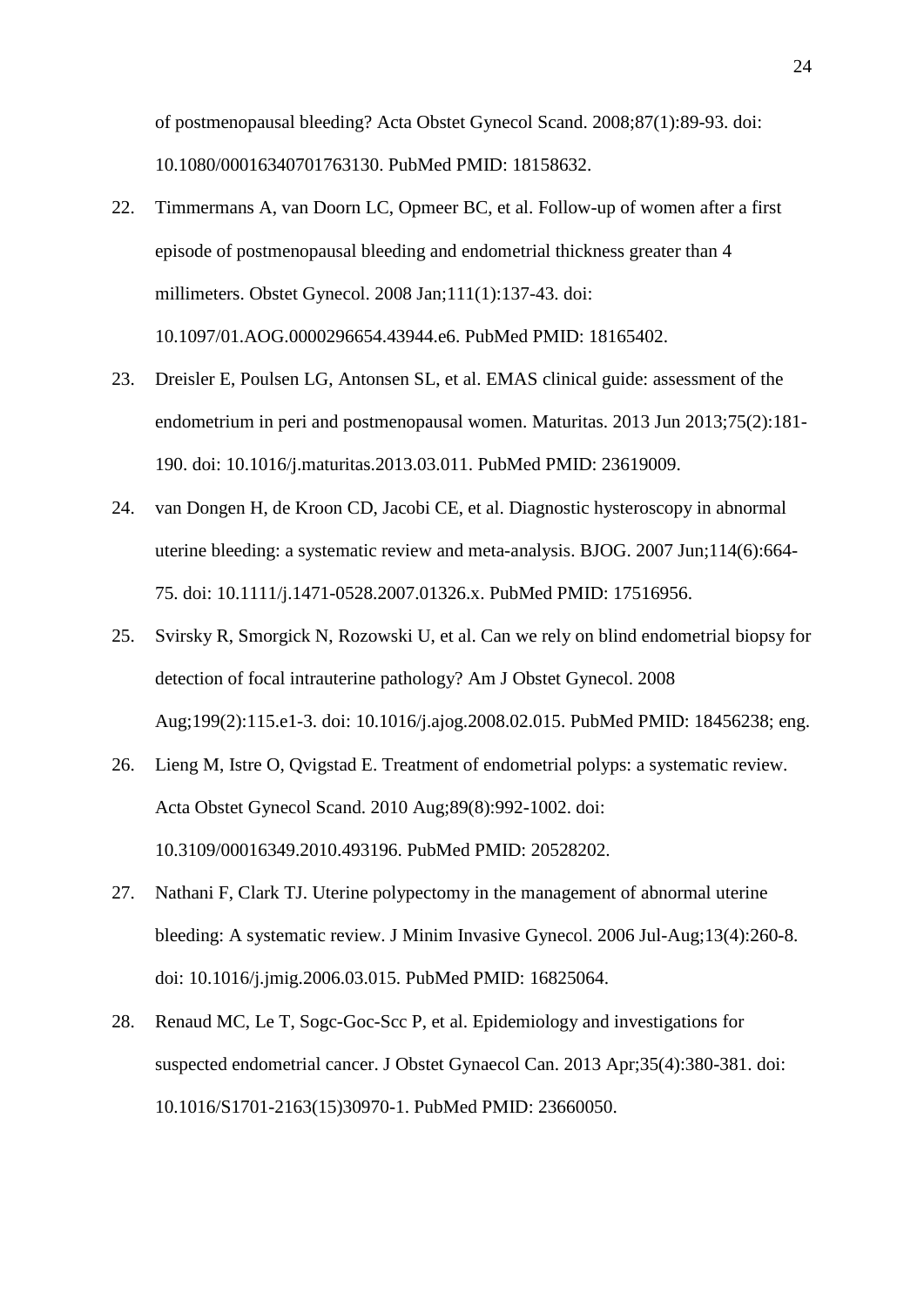of postmenopausal bleeding? Acta Obstet Gynecol Scand. 2008;87(1):89-93. doi: 10.1080/00016340701763130. PubMed PMID: 18158632.

22. Timmermans A, van Doorn LC, Opmeer BC, et al. Follow-up of women after a first episode of postmenopausal bleeding and endometrial thickness greater than 4 millimeters. Obstet Gynecol. 2008 Jan;111(1):137-43. doi: 10.1097/01.AOG.0000296654.43944.e6. PubMed PMID: 18165402.

23. Dreisler E, Poulsen LG, Antonsen SL, et al. EMAS clinical guide: assessment of the endometrium in peri and postmenopausal women. Maturitas. 2013 Jun 2013;75(2):181-190. doi: 10.1016/j.maturitas.2013.03.011. PubMed PMID: 23619009.

24. van Dongen H, de Kroon CD, Jacobi CE, et al. Diagnostic hysteroscopy in abnormal uterine bleeding: a systematic review and meta-analysis. BJOG. 2007 Jun;114(6):664-75. doi: 10.1111/j.1471-0528.2007.01326.x. PubMed PMID: 17516956.

25. Svirsky R, Smorgick N, Rozowski U, et al. Can we rely on blind endometrial biopsy for detection of focal intrauterine pathology? Am J Obstet Gynecol. 2008 Aug;199(2):115.e1-3. doi: 10.1016/j.ajog.2008.02.015. PubMed PMID: 18456238; eng.

26. Lieng M, Istre O, Qvigstad E. Treatment of endometrial polyps: a systematic review. Acta Obstet Gynecol Scand. 2010 Aug;89(8):992-1002. doi: 10.3109/00016349.2010.493196. PubMed PMID: 20528202.

27. Nathani F, Clark TJ. Uterine polypectomy in the management of abnormal uterine bleeding: A systematic review. J Minim Invasive Gynecol. 2006 Jul-Aug;13(4):260-8. doi: 10.1016/j.jmig.2006.03.015. PubMed PMID: 16825064.

28. Renaud MC, Le T, Sogc-Goc-Scc P, et al. Epidemiology and investigations for suspected endometrial cancer. J Obstet Gynaecol Can. 2013 Apr;35(4):380-381. doi: 10.1016/S1701-2163(15)30970-1. PubMed PMID: 23660050.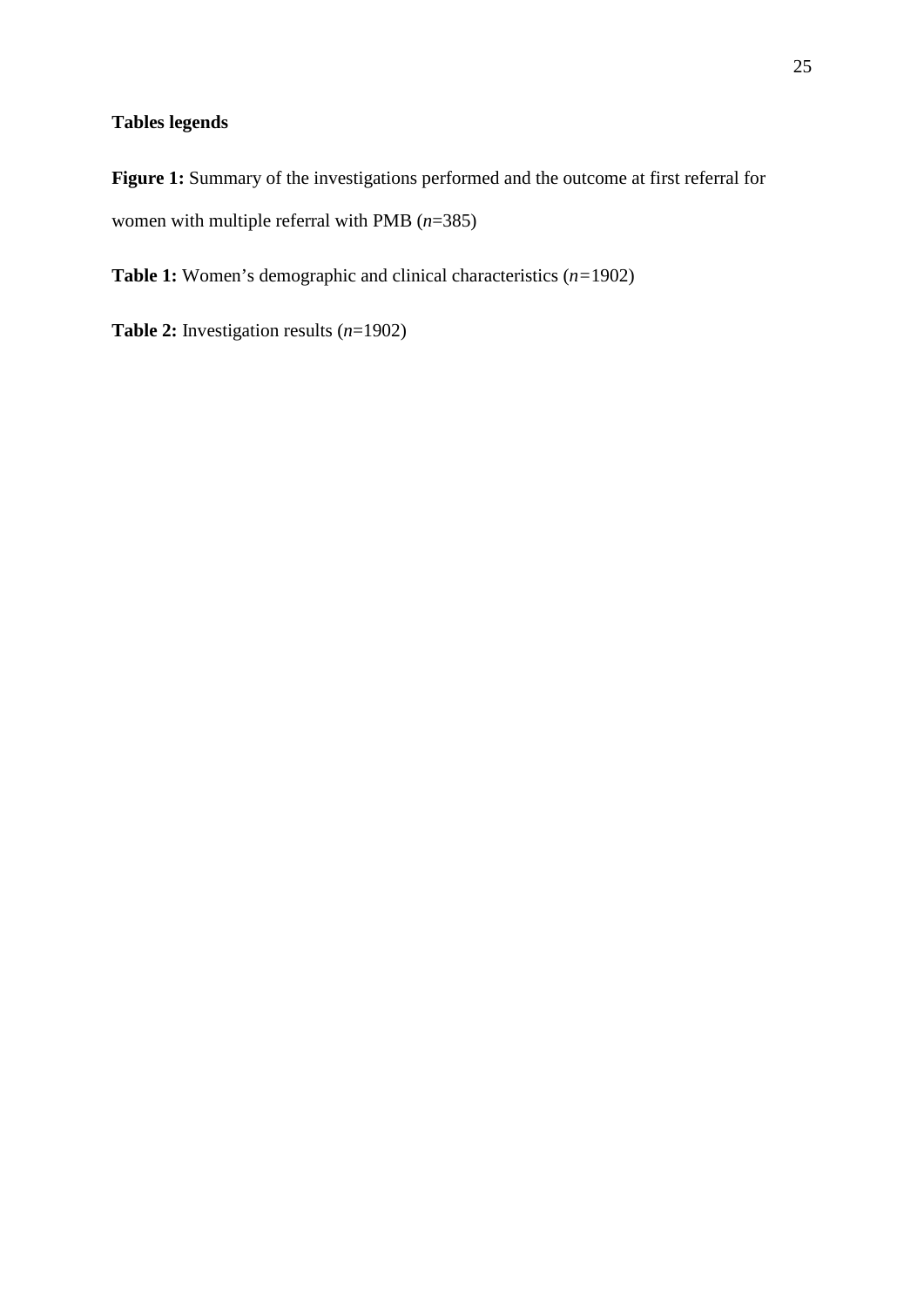## Tables legends

**Figure 1:** Summary of the investigations performed and the outcome at first referral for women with multiple referral with PMB (*n*=385)

**Table 1:** Women's demographic and clinical characteristics (*n=*1902)

**Table 2:** Investigation results (*n*=1902)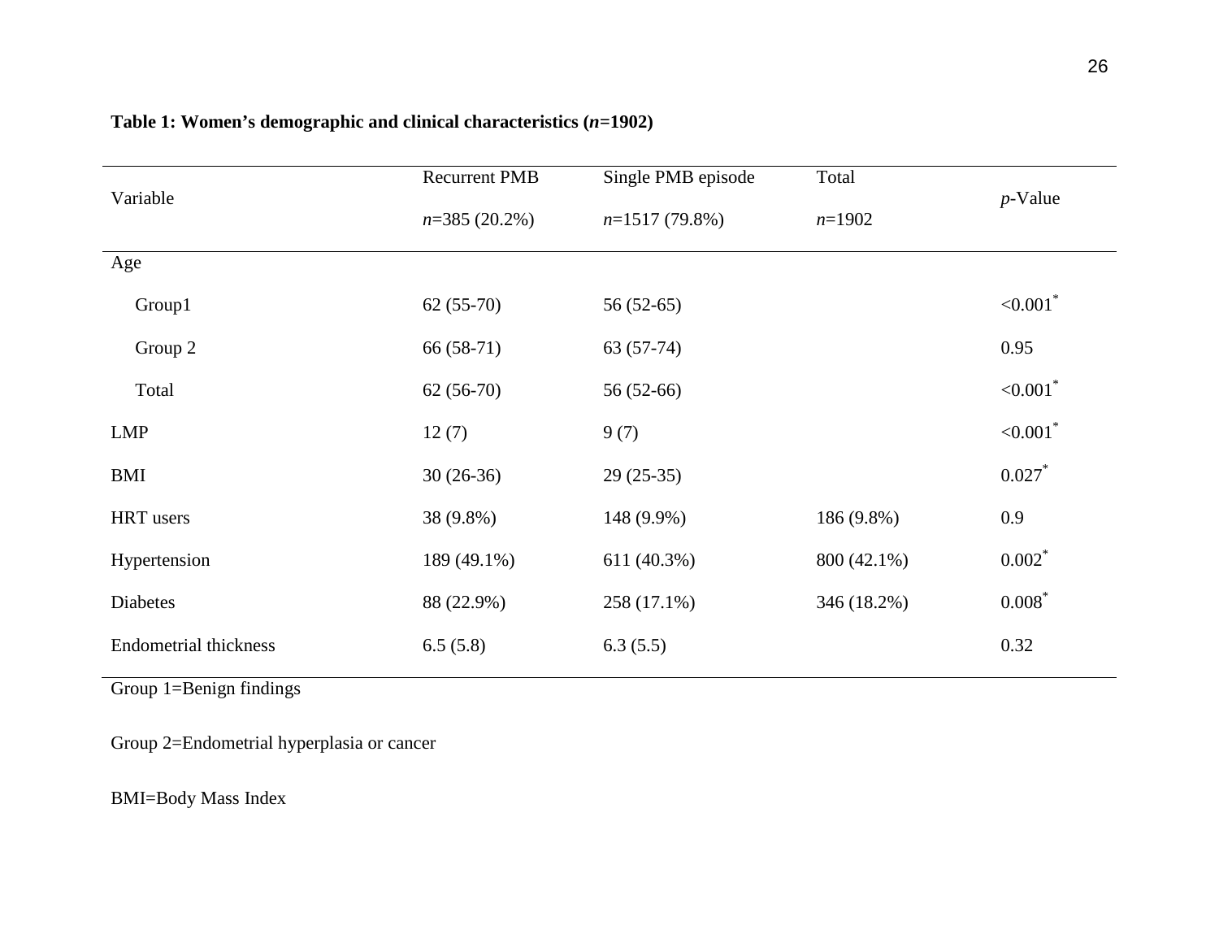**Table 1: Women's demographic and clinical characteristics (*n*=1902)**

| Variable | Recurrent PMB *n*=385 (20.2%) | Single PMB episode *n*=1517 (79.8%) | Total *n*=1902 | *p*-Value |
|---|---|---|---|---|
| Age | | | | |
| Group1 | 62 (55-70) | 56 (52-65) | | <0.001* |
| Group 2 | 66 (58-71) | 63 (57-74) | | 0.95 |
| Total | 62 (56-70) | 56 (52-66) | | <0.001* |
| LMP | 12 (7) | 9 (7) | | <0.001* |
| BMI | 30 (26-36) | 29 (25-35) | | 0.027* |
| HRT users | 38 (9.8%) | 148 (9.9%) | 186 (9.8%) | 0.9 |
| Hypertension | 189 (49.1%) | 611 (40.3%) | 800 (42.1%) | 0.002* |
| Diabetes | 88 (22.9%) | 258 (17.1%) | 346 (18.2%) | 0.008* |
| Endometrial thickness | 6.5 (5.8) | 6.3 (5.5) | | 0.32 |

Group 1=Benign findings

Group 2=Endometrial hyperplasia or cancer

BMI=Body Mass Index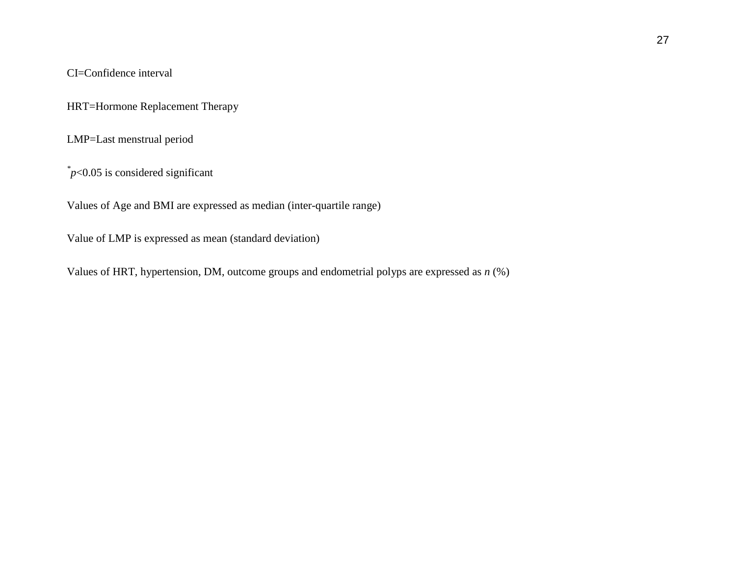CI=Confidence interval

HRT=Hormone Replacement Therapy

LMP=Last menstrual period

*$p<0.05$ is considered significant

Values of Age and BMI are expressed as median (inter-quartile range)

Value of LMP is expressed as mean (standard deviation)

Values of HRT, hypertension, DM, outcome groups and endometrial polyps are expressed as *n* (%)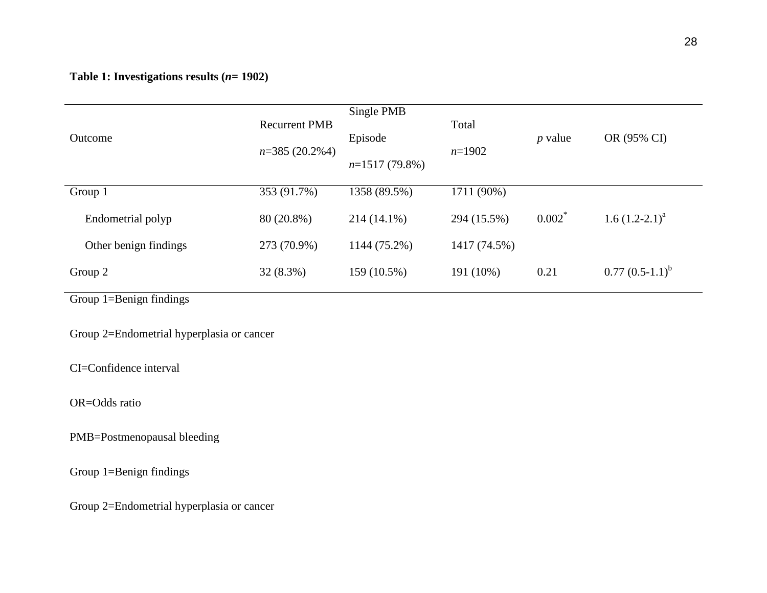**Table 1: Investigations results (*n*= 1902)**

| Outcome | Recurrent PMB *n*=385 (20.2%4) | Single PMB Episode *n*=1517 (79.8%) | Total *n*=1902 | *p* value | OR (95% CI) |
|---|---|---|---|---|---|
| Group 1 | 353 (91.7%) | 1358 (89.5%) | 1711 (90%) | | |
| Endometrial polyp | 80 (20.8%) | 214 (14.1%) | 294 (15.5%) | 0.002* | 1.6 (1.2-2.1)[a] |
| Other benign findings | 273 (70.9%) | 1144 (75.2%) | 1417 (74.5%) | | |
| Group 2 | 32 (8.3%) | 159 (10.5%) | 191 (10%) | 0.21 | 0.77 (0.5-1.1)[b] |

Group 1=Benign findings

Group 2=Endometrial hyperplasia or cancer

CI=Confidence interval

OR=Odds ratio

PMB=Postmenopausal bleeding

Group 1=Benign findings

Group 2=Endometrial hyperplasia or cancer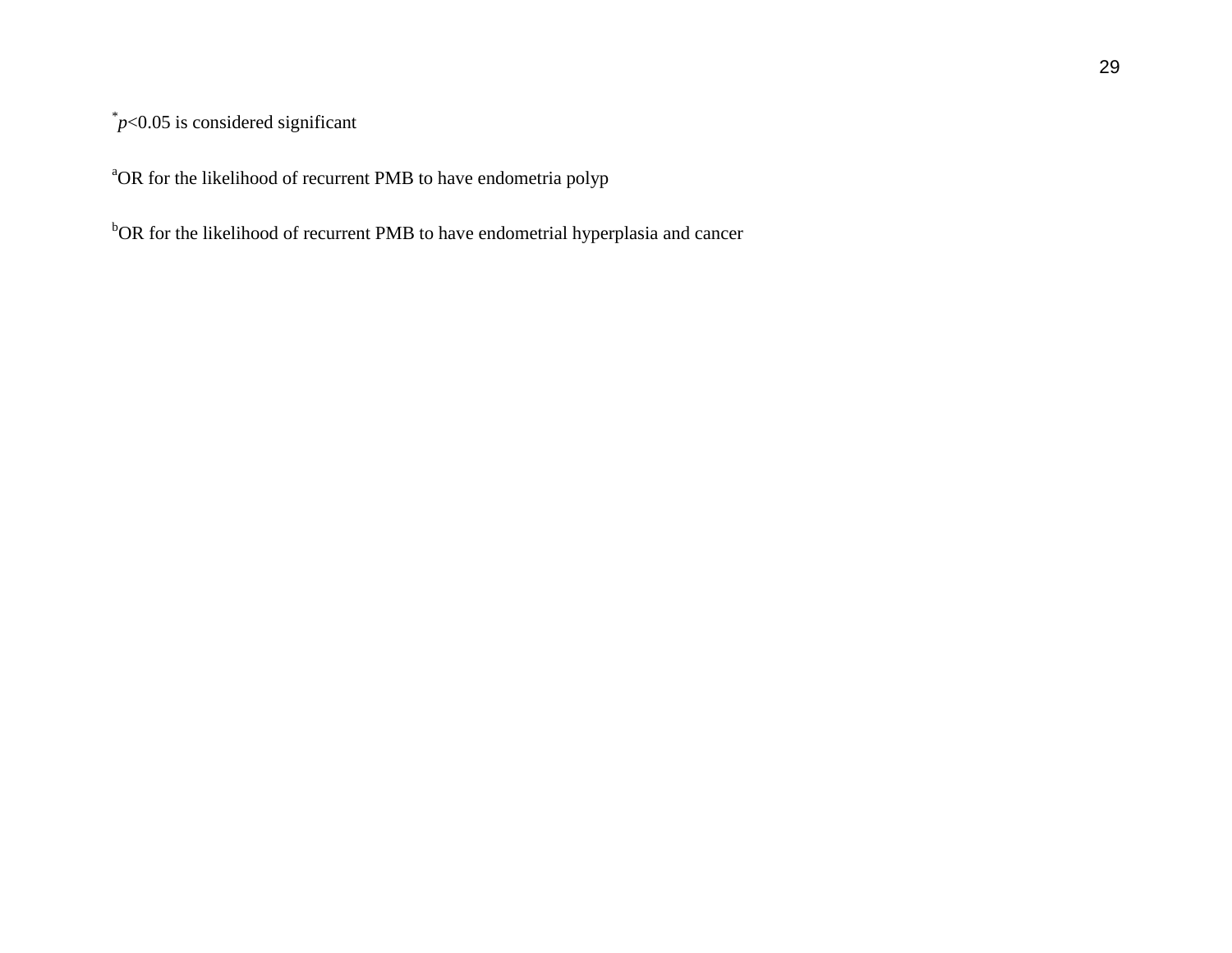*$p<0.05$ is considered significant

[a]OR for the likelihood of recurrent PMB to have endometria polyp

[b]OR for the likelihood of recurrent PMB to have endometrial hyperplasia and cancer